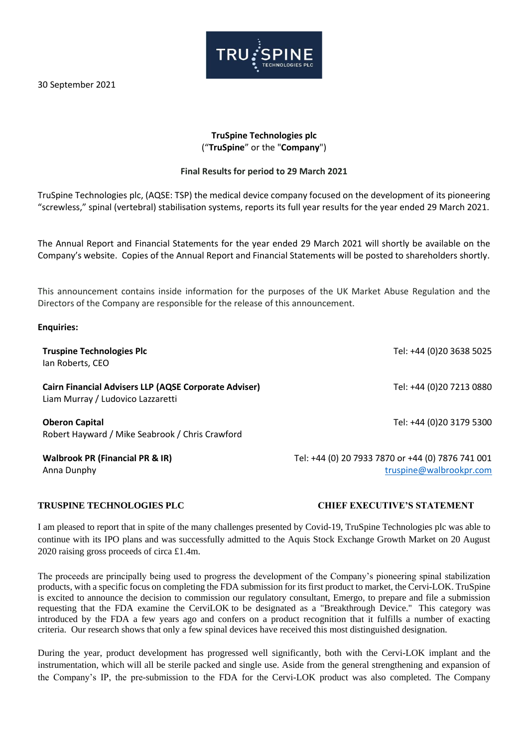30 September 2021

**TruSpine Technologies plc**
(“**TruSpine**” or the "**Company**")

**Final Results for period to 29 March 2021**

TruSpine Technologies plc, (AQSE: TSP) the medical device company focused on the development of its pioneering “screwless,” spinal (vertebral) stabilisation systems, reports its full year results for the year ended 29 March 2021.

The Annual Report and Financial Statements for the year ended 29 March 2021 will shortly be available on the Company’s website. Copies of the Annual Report and Financial Statements will be posted to shareholders shortly.

This announcement contains inside information for the purposes of the UK Market Abuse Regulation and the Directors of the Company are responsible for the release of this announcement.

**Enquiries:**

| | |
|---|---|
| **Truspine Technologies Plc**<br>Ian Roberts, CEO | Tel: +44 (0)20 3638 5025 |
| **Cairn Financial Advisers LLP (AQSE Corporate Adviser)**<br>Liam Murray / Ludovico Lazzaretti | Tel: +44 (0)20 7213 0880 |
| **Oberon Capital**<br>Robert Hayward / Mike Seabrook / Chris Crawford | Tel: +44 (0)20 3179 5300 |
| **Walbrook PR (Financial PR & IR)**<br>Anna Dunphy | Tel: +44 (0) 20 7933 7870 or +44 (0) 7876 741 001<br>truspine@walbrookpr.com |

**TRUSPINE TECHNOLOGIES PLC** **CHIEF EXECUTIVE’S STATEMENT**

I am pleased to report that in spite of the many challenges presented by Covid-19, TruSpine Technologies plc was able to continue with its IPO plans and was successfully admitted to the Aquis Stock Exchange Growth Market on 20 August 2020 raising gross proceeds of circa £1.4m.

The proceeds are principally being used to progress the development of the Company’s pioneering spinal stabilization products, with a specific focus on completing the FDA submission for its first product to market, the Cervi-LOK. TruSpine is excited to announce the decision to commission our regulatory consultant, Emergo, to prepare and file a submission requesting that the FDA examine the CerviLOK to be designated as a "Breakthrough Device." This category was introduced by the FDA a few years ago and confers on a product recognition that it fulfills a number of exacting criteria. Our research shows that only a few spinal devices have received this most distinguished designation.

During the year, product development has progressed well significantly, both with the Cervi-LOK implant and the instrumentation, which will all be sterile packed and single use. Aside from the general strengthening and expansion of the Company’s IP, the pre-submission to the FDA for the Cervi-LOK product was also completed. The Company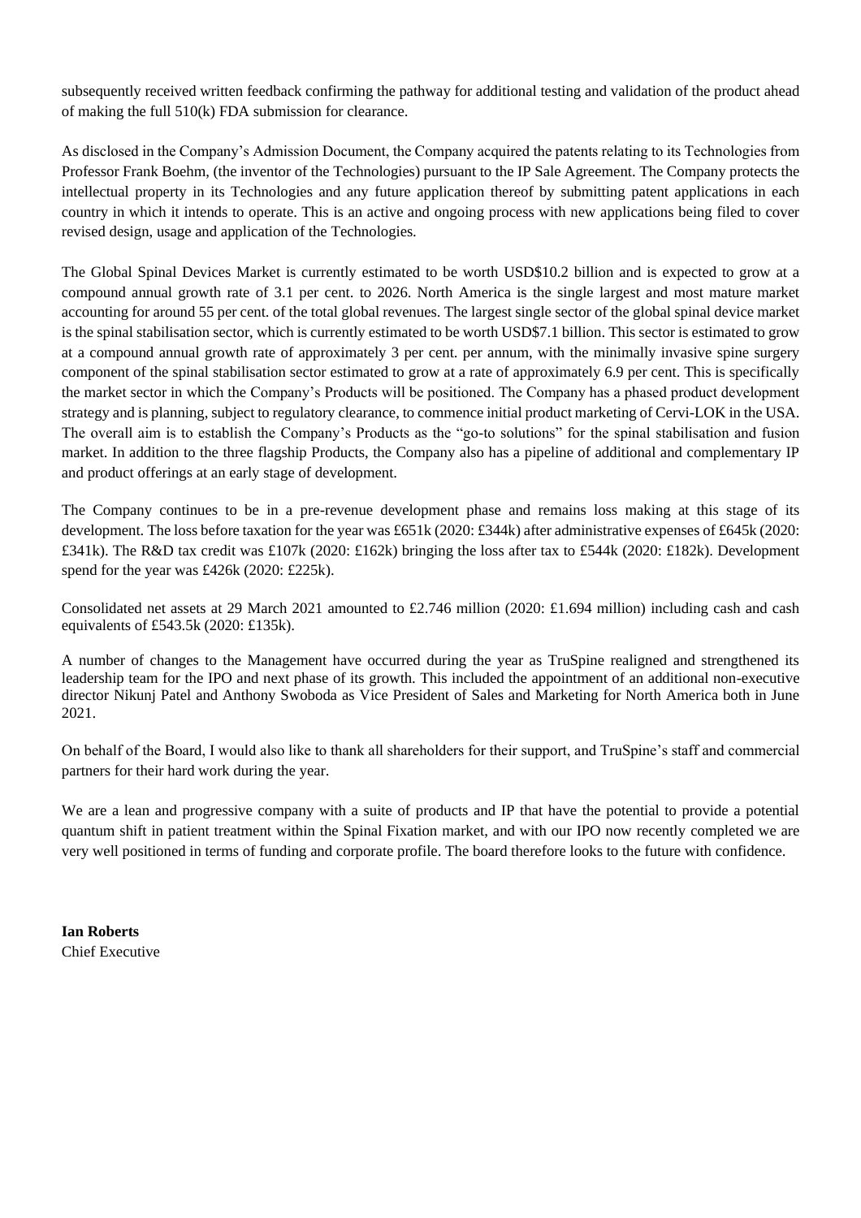subsequently received written feedback confirming the pathway for additional testing and validation of the product ahead of making the full 510(k) FDA submission for clearance.

As disclosed in the Company's Admission Document, the Company acquired the patents relating to its Technologies from Professor Frank Boehm, (the inventor of the Technologies) pursuant to the IP Sale Agreement. The Company protects the intellectual property in its Technologies and any future application thereof by submitting patent applications in each country in which it intends to operate. This is an active and ongoing process with new applications being filed to cover revised design, usage and application of the Technologies.

The Global Spinal Devices Market is currently estimated to be worth USD$10.2 billion and is expected to grow at a compound annual growth rate of 3.1 per cent. to 2026. North America is the single largest and most mature market accounting for around 55 per cent. of the total global revenues. The largest single sector of the global spinal device market is the spinal stabilisation sector, which is currently estimated to be worth USD$7.1 billion. This sector is estimated to grow at a compound annual growth rate of approximately 3 per cent. per annum, with the minimally invasive spine surgery component of the spinal stabilisation sector estimated to grow at a rate of approximately 6.9 per cent. This is specifically the market sector in which the Company's Products will be positioned. The Company has a phased product development strategy and is planning, subject to regulatory clearance, to commence initial product marketing of Cervi-LOK in the USA. The overall aim is to establish the Company's Products as the "go-to solutions" for the spinal stabilisation and fusion market. In addition to the three flagship Products, the Company also has a pipeline of additional and complementary IP and product offerings at an early stage of development.

The Company continues to be in a pre-revenue development phase and remains loss making at this stage of its development. The loss before taxation for the year was £651k (2020: £344k) after administrative expenses of £645k (2020: £341k). The R&D tax credit was £107k (2020: £162k) bringing the loss after tax to £544k (2020: £182k). Development spend for the year was £426k (2020: £225k).

Consolidated net assets at 29 March 2021 amounted to £2.746 million (2020: £1.694 million) including cash and cash equivalents of £543.5k (2020: £135k).

A number of changes to the Management have occurred during the year as TruSpine realigned and strengthened its leadership team for the IPO and next phase of its growth. This included the appointment of an additional non-executive director Nikunj Patel and Anthony Swoboda as Vice President of Sales and Marketing for North America both in June 2021.

On behalf of the Board, I would also like to thank all shareholders for their support, and TruSpine's staff and commercial partners for their hard work during the year.

We are a lean and progressive company with a suite of products and IP that have the potential to provide a potential quantum shift in patient treatment within the Spinal Fixation market, and with our IPO now recently completed we are very well positioned in terms of funding and corporate profile. The board therefore looks to the future with confidence.

**Ian Roberts**
Chief Executive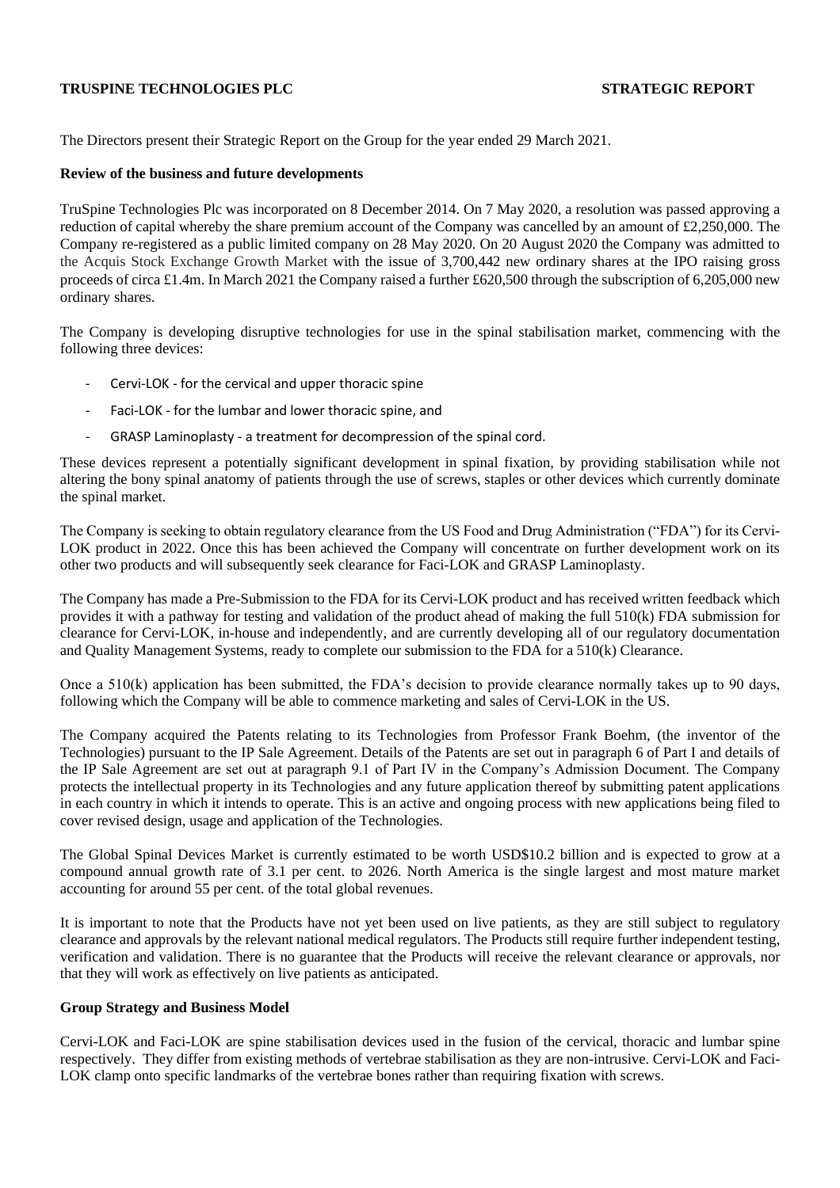The Directors present their Strategic Report on the Group for the year ended 29 March 2021.

**Review of the business and future developments**

TruSpine Technologies Plc was incorporated on 8 December 2014. On 7 May 2020, a resolution was passed approving a reduction of capital whereby the share premium account of the Company was cancelled by an amount of £2,250,000. The Company re-registered as a public limited company on 28 May 2020. On 20 August 2020 the Company was admitted to the Acquis Stock Exchange Growth Market with the issue of 3,700,442 new ordinary shares at the IPO raising gross proceeds of circa £1.4m. In March 2021 the Company raised a further £620,500 through the subscription of 6,205,000 new ordinary shares.

The Company is developing disruptive technologies for use in the spinal stabilisation market, commencing with the following three devices:

- Cervi-LOK - for the cervical and upper thoracic spine
- Faci-LOK - for the lumbar and lower thoracic spine, and
- GRASP Laminoplasty - a treatment for decompression of the spinal cord.

These devices represent a potentially significant development in spinal fixation, by providing stabilisation while not altering the bony spinal anatomy of patients through the use of screws, staples or other devices which currently dominate the spinal market.

The Company is seeking to obtain regulatory clearance from the US Food and Drug Administration ("FDA") for its Cervi-LOK product in 2022. Once this has been achieved the Company will concentrate on further development work on its other two products and will subsequently seek clearance for Faci-LOK and GRASP Laminoplasty.

The Company has made a Pre-Submission to the FDA for its Cervi-LOK product and has received written feedback which provides it with a pathway for testing and validation of the product ahead of making the full 510(k) FDA submission for clearance for Cervi-LOK, in-house and independently, and are currently developing all of our regulatory documentation and Quality Management Systems, ready to complete our submission to the FDA for a 510(k) Clearance.

Once a 510(k) application has been submitted, the FDA's decision to provide clearance normally takes up to 90 days, following which the Company will be able to commence marketing and sales of Cervi-LOK in the US.

The Company acquired the Patents relating to its Technologies from Professor Frank Boehm, (the inventor of the Technologies) pursuant to the IP Sale Agreement. Details of the Patents are set out in paragraph 6 of Part I and details of the IP Sale Agreement are set out at paragraph 9.1 of Part IV in the Company's Admission Document. The Company protects the intellectual property in its Technologies and any future application thereof by submitting patent applications in each country in which it intends to operate. This is an active and ongoing process with new applications being filed to cover revised design, usage and application of the Technologies.

The Global Spinal Devices Market is currently estimated to be worth USD$10.2 billion and is expected to grow at a compound annual growth rate of 3.1 per cent. to 2026. North America is the single largest and most mature market accounting for around 55 per cent. of the total global revenues.

It is important to note that the Products have not yet been used on live patients, as they are still subject to regulatory clearance and approvals by the relevant national medical regulators. The Products still require further independent testing, verification and validation. There is no guarantee that the Products will receive the relevant clearance or approvals, nor that they will work as effectively on live patients as anticipated.

**Group Strategy and Business Model**

Cervi-LOK and Faci-LOK are spine stabilisation devices used in the fusion of the cervical, thoracic and lumbar spine respectively. They differ from existing methods of vertebrae stabilisation as they are non-intrusive. Cervi-LOK and Faci-LOK clamp onto specific landmarks of the vertebrae bones rather than requiring fixation with screws.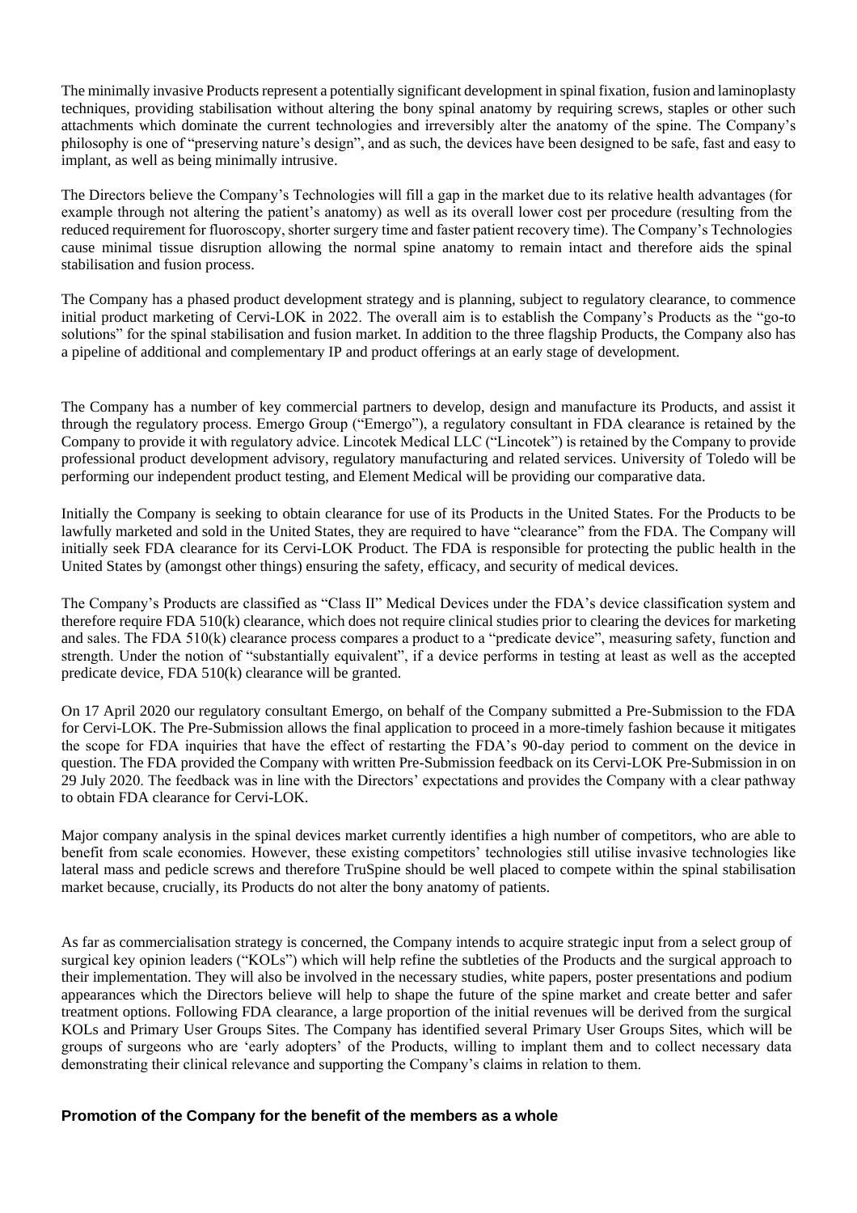The minimally invasive Products represent a potentially significant development in spinal fixation, fusion and laminoplasty techniques, providing stabilisation without altering the bony spinal anatomy by requiring screws, staples or other such attachments which dominate the current technologies and irreversibly alter the anatomy of the spine. The Company's philosophy is one of "preserving nature's design", and as such, the devices have been designed to be safe, fast and easy to implant, as well as being minimally intrusive.

The Directors believe the Company's Technologies will fill a gap in the market due to its relative health advantages (for example through not altering the patient's anatomy) as well as its overall lower cost per procedure (resulting from the reduced requirement for fluoroscopy, shorter surgery time and faster patient recovery time). The Company's Technologies cause minimal tissue disruption allowing the normal spine anatomy to remain intact and therefore aids the spinal stabilisation and fusion process.

The Company has a phased product development strategy and is planning, subject to regulatory clearance, to commence initial product marketing of Cervi-LOK in 2022. The overall aim is to establish the Company's Products as the "go-to solutions" for the spinal stabilisation and fusion market. In addition to the three flagship Products, the Company also has a pipeline of additional and complementary IP and product offerings at an early stage of development.

The Company has a number of key commercial partners to develop, design and manufacture its Products, and assist it through the regulatory process. Emergo Group ("Emergo"), a regulatory consultant in FDA clearance is retained by the Company to provide it with regulatory advice. Lincotek Medical LLC ("Lincotek") is retained by the Company to provide professional product development advisory, regulatory manufacturing and related services. University of Toledo will be performing our independent product testing, and Element Medical will be providing our comparative data.

Initially the Company is seeking to obtain clearance for use of its Products in the United States. For the Products to be lawfully marketed and sold in the United States, they are required to have "clearance" from the FDA. The Company will initially seek FDA clearance for its Cervi-LOK Product. The FDA is responsible for protecting the public health in the United States by (amongst other things) ensuring the safety, efficacy, and security of medical devices.

The Company's Products are classified as "Class II" Medical Devices under the FDA's device classification system and therefore require FDA 510(k) clearance, which does not require clinical studies prior to clearing the devices for marketing and sales. The FDA 510(k) clearance process compares a product to a "predicate device", measuring safety, function and strength. Under the notion of "substantially equivalent", if a device performs in testing at least as well as the accepted predicate device, FDA 510(k) clearance will be granted.

On 17 April 2020 our regulatory consultant Emergo, on behalf of the Company submitted a Pre-Submission to the FDA for Cervi-LOK. The Pre-Submission allows the final application to proceed in a more-timely fashion because it mitigates the scope for FDA inquiries that have the effect of restarting the FDA's 90-day period to comment on the device in question. The FDA provided the Company with written Pre-Submission feedback on its Cervi-LOK Pre-Submission in on 29 July 2020. The feedback was in line with the Directors' expectations and provides the Company with a clear pathway to obtain FDA clearance for Cervi-LOK.

Major company analysis in the spinal devices market currently identifies a high number of competitors, who are able to benefit from scale economies. However, these existing competitors' technologies still utilise invasive technologies like lateral mass and pedicle screws and therefore TruSpine should be well placed to compete within the spinal stabilisation market because, crucially, its Products do not alter the bony anatomy of patients.

As far as commercialisation strategy is concerned, the Company intends to acquire strategic input from a select group of surgical key opinion leaders ("KOLs") which will help refine the subtleties of the Products and the surgical approach to their implementation. They will also be involved in the necessary studies, white papers, poster presentations and podium appearances which the Directors believe will help to shape the future of the spine market and create better and safer treatment options. Following FDA clearance, a large proportion of the initial revenues will be derived from the surgical KOLs and Primary User Groups Sites. The Company has identified several Primary User Groups Sites, which will be groups of surgeons who are 'early adopters' of the Products, willing to implant them and to collect necessary data demonstrating their clinical relevance and supporting the Company's claims in relation to them.

## Promotion of the Company for the benefit of the members as a whole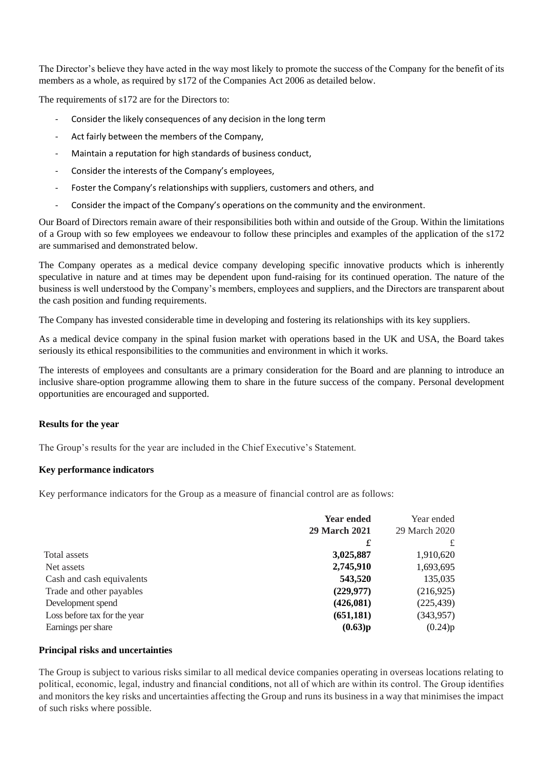The Director's believe they have acted in the way most likely to promote the success of the Company for the benefit of its members as a whole, as required by s172 of the Companies Act 2006 as detailed below.

The requirements of s172 are for the Directors to:

- Consider the likely consequences of any decision in the long term
- Act fairly between the members of the Company,
- Maintain a reputation for high standards of business conduct,
- Consider the interests of the Company's employees,
- Foster the Company's relationships with suppliers, customers and others, and
- Consider the impact of the Company's operations on the community and the environment.

Our Board of Directors remain aware of their responsibilities both within and outside of the Group. Within the limitations of a Group with so few employees we endeavour to follow these principles and examples of the application of the s172 are summarised and demonstrated below.

The Company operates as a medical device company developing specific innovative products which is inherently speculative in nature and at times may be dependent upon fund-raising for its continued operation. The nature of the business is well understood by the Company's members, employees and suppliers, and the Directors are transparent about the cash position and funding requirements.

The Company has invested considerable time in developing and fostering its relationships with its key suppliers.

As a medical device company in the spinal fusion market with operations based in the UK and USA, the Board takes seriously its ethical responsibilities to the communities and environment in which it works.

The interests of employees and consultants are a primary consideration for the Board and are planning to introduce an inclusive share-option programme allowing them to share in the future success of the company. Personal development opportunities are encouraged and supported.

**Results for the year**

The Group's results for the year are included in the Chief Executive's Statement.

**Key performance indicators**

Key performance indicators for the Group as a measure of financial control are as follows:

| | **Year ended 29 March 2021** | Year ended 29 March 2020 |
|---|---|---|
| | **£** | £ |
| Total assets | **3,025,887** | 1,910,620 |
| Net assets | **2,745,910** | 1,693,695 |
| Cash and cash equivalents | **543,520** | 135,035 |
| Trade and other payables | **(229,977)** | (216,925) |
| Development spend | **(426,081)** | (225,439) |
| Loss before tax for the year | **(651,181)** | (343,957) |
| Earnings per share | **(0.63)p** | (0.24)p |

**Principal risks and uncertainties**

The Group is subject to various risks similar to all medical device companies operating in overseas locations relating to political, economic, legal, industry and financial conditions, not all of which are within its control. The Group identifies and monitors the key risks and uncertainties affecting the Group and runs its business in a way that minimises the impact of such risks where possible.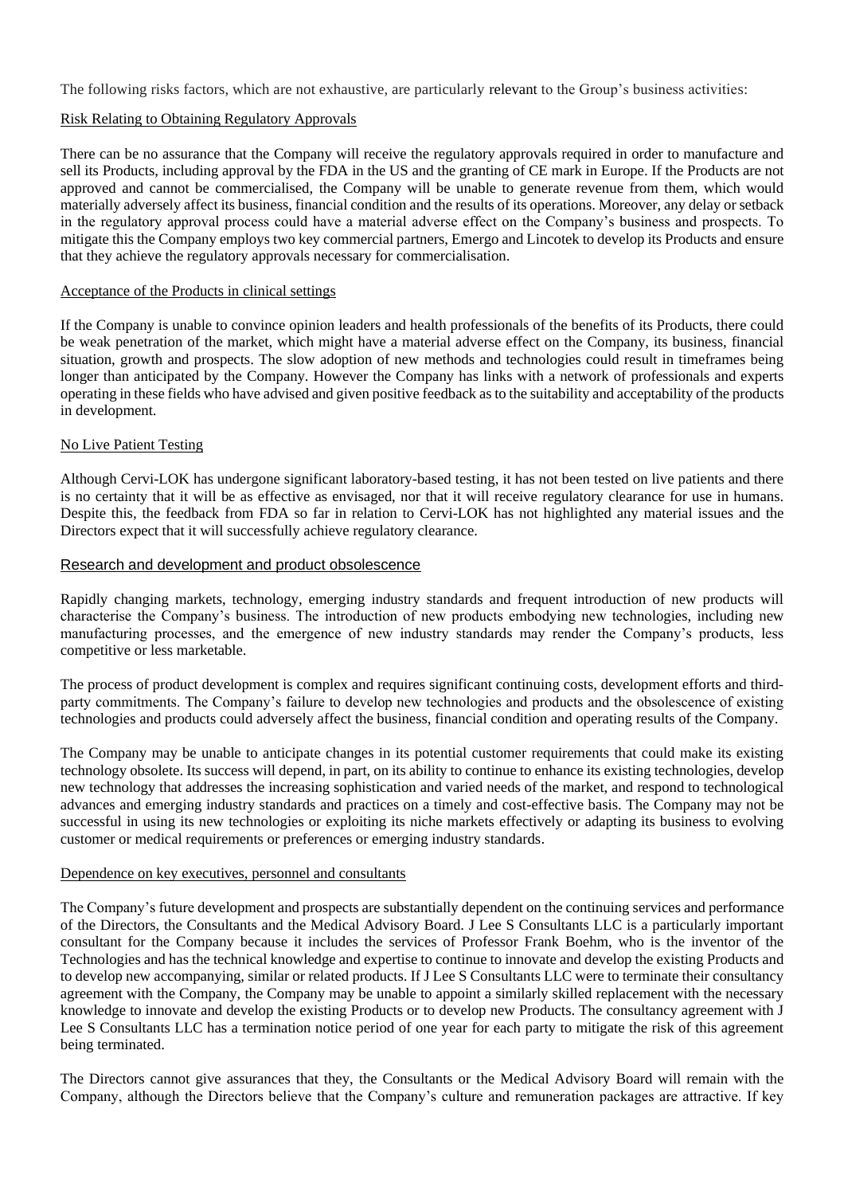The following risks factors, which are not exhaustive, are particularly relevant to the Group's business activities:

### Risk Relating to Obtaining Regulatory Approvals

There can be no assurance that the Company will receive the regulatory approvals required in order to manufacture and sell its Products, including approval by the FDA in the US and the granting of CE mark in Europe. If the Products are not approved and cannot be commercialised, the Company will be unable to generate revenue from them, which would materially adversely affect its business, financial condition and the results of its operations. Moreover, any delay or setback in the regulatory approval process could have a material adverse effect on the Company's business and prospects. To mitigate this the Company employs two key commercial partners, Emergo and Lincotek to develop its Products and ensure that they achieve the regulatory approvals necessary for commercialisation.

### Acceptance of the Products in clinical settings

If the Company is unable to convince opinion leaders and health professionals of the benefits of its Products, there could be weak penetration of the market, which might have a material adverse effect on the Company, its business, financial situation, growth and prospects. The slow adoption of new methods and technologies could result in timeframes being longer than anticipated by the Company. However the Company has links with a network of professionals and experts operating in these fields who have advised and given positive feedback as to the suitability and acceptability of the products in development.

### No Live Patient Testing

Although Cervi-LOK has undergone significant laboratory-based testing, it has not been tested on live patients and there is no certainty that it will be as effective as envisaged, nor that it will receive regulatory clearance for use in humans. Despite this, the feedback from FDA so far in relation to Cervi-LOK has not highlighted any material issues and the Directors expect that it will successfully achieve regulatory clearance.

### Research and development and product obsolescence

Rapidly changing markets, technology, emerging industry standards and frequent introduction of new products will characterise the Company's business. The introduction of new products embodying new technologies, including new manufacturing processes, and the emergence of new industry standards may render the Company's products, less competitive or less marketable.

The process of product development is complex and requires significant continuing costs, development efforts and third-party commitments. The Company's failure to develop new technologies and products and the obsolescence of existing technologies and products could adversely affect the business, financial condition and operating results of the Company.

The Company may be unable to anticipate changes in its potential customer requirements that could make its existing technology obsolete. Its success will depend, in part, on its ability to continue to enhance its existing technologies, develop new technology that addresses the increasing sophistication and varied needs of the market, and respond to technological advances and emerging industry standards and practices on a timely and cost-effective basis. The Company may not be successful in using its new technologies or exploiting its niche markets effectively or adapting its business to evolving customer or medical requirements or preferences or emerging industry standards.

### Dependence on key executives, personnel and consultants

The Company's future development and prospects are substantially dependent on the continuing services and performance of the Directors, the Consultants and the Medical Advisory Board. J Lee S Consultants LLC is a particularly important consultant for the Company because it includes the services of Professor Frank Boehm, who is the inventor of the Technologies and has the technical knowledge and expertise to continue to innovate and develop the existing Products and to develop new accompanying, similar or related products. If J Lee S Consultants LLC were to terminate their consultancy agreement with the Company, the Company may be unable to appoint a similarly skilled replacement with the necessary knowledge to innovate and develop the existing Products or to develop new Products. The consultancy agreement with J Lee S Consultants LLC has a termination notice period of one year for each party to mitigate the risk of this agreement being terminated.

The Directors cannot give assurances that they, the Consultants or the Medical Advisory Board will remain with the Company, although the Directors believe that the Company's culture and remuneration packages are attractive. If key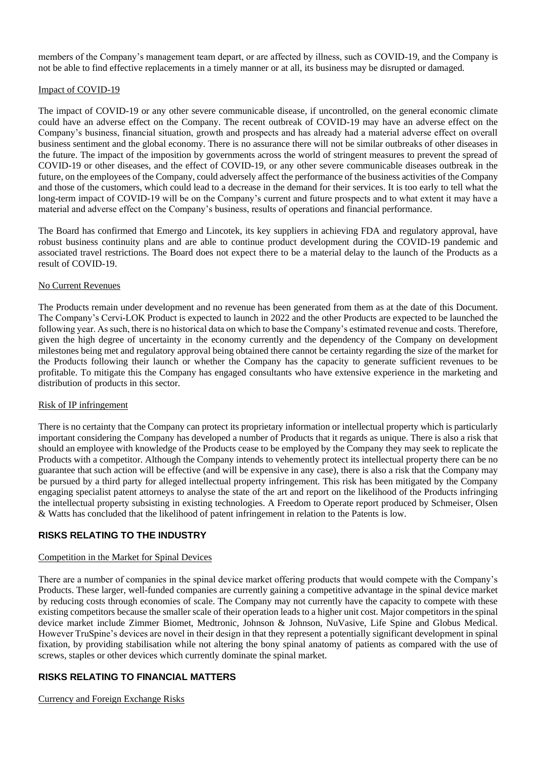members of the Company's management team depart, or are affected by illness, such as COVID-19, and the Company is not be able to find effective replacements in a timely manner or at all, its business may be disrupted or damaged.

Impact of COVID-19

The impact of COVID-19 or any other severe communicable disease, if uncontrolled, on the general economic climate could have an adverse effect on the Company. The recent outbreak of COVID-19 may have an adverse effect on the Company's business, financial situation, growth and prospects and has already had a material adverse effect on overall business sentiment and the global economy. There is no assurance there will not be similar outbreaks of other diseases in the future. The impact of the imposition by governments across the world of stringent measures to prevent the spread of COVID-19 or other diseases, and the effect of COVID-19, or any other severe communicable diseases outbreak in the future, on the employees of the Company, could adversely affect the performance of the business activities of the Company and those of the customers, which could lead to a decrease in the demand for their services. It is too early to tell what the long-term impact of COVID-19 will be on the Company's current and future prospects and to what extent it may have a material and adverse effect on the Company's business, results of operations and financial performance.

The Board has confirmed that Emergo and Lincotek, its key suppliers in achieving FDA and regulatory approval, have robust business continuity plans and are able to continue product development during the COVID-19 pandemic and associated travel restrictions. The Board does not expect there to be a material delay to the launch of the Products as a result of COVID-19.

No Current Revenues

The Products remain under development and no revenue has been generated from them as at the date of this Document. The Company's Cervi-LOK Product is expected to launch in 2022 and the other Products are expected to be launched the following year. As such, there is no historical data on which to base the Company's estimated revenue and costs. Therefore, given the high degree of uncertainty in the economy currently and the dependency of the Company on development milestones being met and regulatory approval being obtained there cannot be certainty regarding the size of the market for the Products following their launch or whether the Company has the capacity to generate sufficient revenues to be profitable. To mitigate this the Company has engaged consultants who have extensive experience in the marketing and distribution of products in this sector.

Risk of IP infringement

There is no certainty that the Company can protect its proprietary information or intellectual property which is particularly important considering the Company has developed a number of Products that it regards as unique. There is also a risk that should an employee with knowledge of the Products cease to be employed by the Company they may seek to replicate the Products with a competitor. Although the Company intends to vehemently protect its intellectual property there can be no guarantee that such action will be effective (and will be expensive in any case), there is also a risk that the Company may be pursued by a third party for alleged intellectual property infringement. This risk has been mitigated by the Company engaging specialist patent attorneys to analyse the state of the art and report on the likelihood of the Products infringing the intellectual property subsisting in existing technologies. A Freedom to Operate report produced by Schmeiser, Olsen & Watts has concluded that the likelihood of patent infringement in relation to the Patents is low.

## RISKS RELATING TO THE INDUSTRY

Competition in the Market for Spinal Devices

There are a number of companies in the spinal device market offering products that would compete with the Company's Products. These larger, well-funded companies are currently gaining a competitive advantage in the spinal device market by reducing costs through economies of scale. The Company may not currently have the capacity to compete with these existing competitors because the smaller scale of their operation leads to a higher unit cost. Major competitors in the spinal device market include Zimmer Biomet, Medtronic, Johnson & Johnson, NuVasive, Life Spine and Globus Medical. However TruSpine's devices are novel in their design in that they represent a potentially significant development in spinal fixation, by providing stabilisation while not altering the bony spinal anatomy of patients as compared with the use of screws, staples or other devices which currently dominate the spinal market.

## RISKS RELATING TO FINANCIAL MATTERS

Currency and Foreign Exchange Risks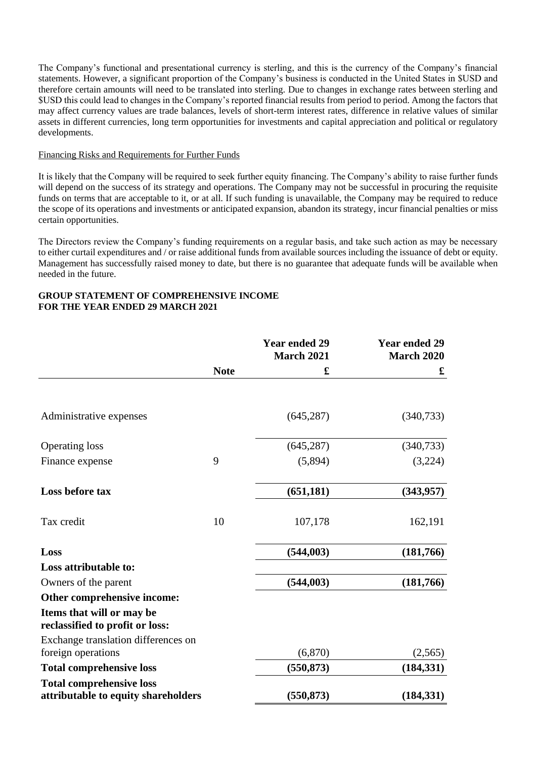The Company's functional and presentational currency is sterling, and this is the currency of the Company's financial statements. However, a significant proportion of the Company's business is conducted in the United States in $USD and therefore certain amounts will need to be translated into sterling. Due to changes in exchange rates between sterling and $USD this could lead to changes in the Company's reported financial results from period to period. Among the factors that may affect currency values are trade balances, levels of short-term interest rates, difference in relative values of similar assets in different currencies, long term opportunities for investments and capital appreciation and political or regulatory developments.

Financing Risks and Requirements for Further Funds

It is likely that the Company will be required to seek further equity financing. The Company's ability to raise further funds will depend on the success of its strategy and operations. The Company may not be successful in procuring the requisite funds on terms that are acceptable to it, or at all. If such funding is unavailable, the Company may be required to reduce the scope of its operations and investments or anticipated expansion, abandon its strategy, incur financial penalties or miss certain opportunities.

The Directors review the Company's funding requirements on a regular basis, and take such action as may be necessary to either curtail expenditures and / or raise additional funds from available sources including the issuance of debt or equity. Management has successfully raised money to date, but there is no guarantee that adequate funds will be available when needed in the future.

**GROUP STATEMENT OF COMPREHENSIVE INCOME**
**FOR THE YEAR ENDED 29 MARCH 2021**

| | Note | Year ended 29 March 2021 £ | Year ended 29 March 2020 £ |
|---|---|---|---|
| Administrative expenses | | (645,287) | (340,733) |
| Operating loss | | (645,287) | (340,733) |
| Finance expense | 9 | (5,894) | (3,224) |
| **Loss before tax** | | **(651,181)** | **(343,957)** |
| Tax credit | 10 | 107,178 | 162,191 |
| **Loss** | | **(544,003)** | **(181,766)** |
| **Loss attributable to:** | | | |
| Owners of the parent | | **(544,003)** | **(181,766)** |
| **Other comprehensive income:** | | | |
| **Items that will or may be reclassified to profit or loss:** | | | |
| Exchange translation differences on foreign operations | | (6,870) | (2,565) |
| **Total comprehensive loss** | | **(550,873)** | **(184,331)** |
| **Total comprehensive loss attributable to equity shareholders** | | **(550,873)** | **(184,331)** |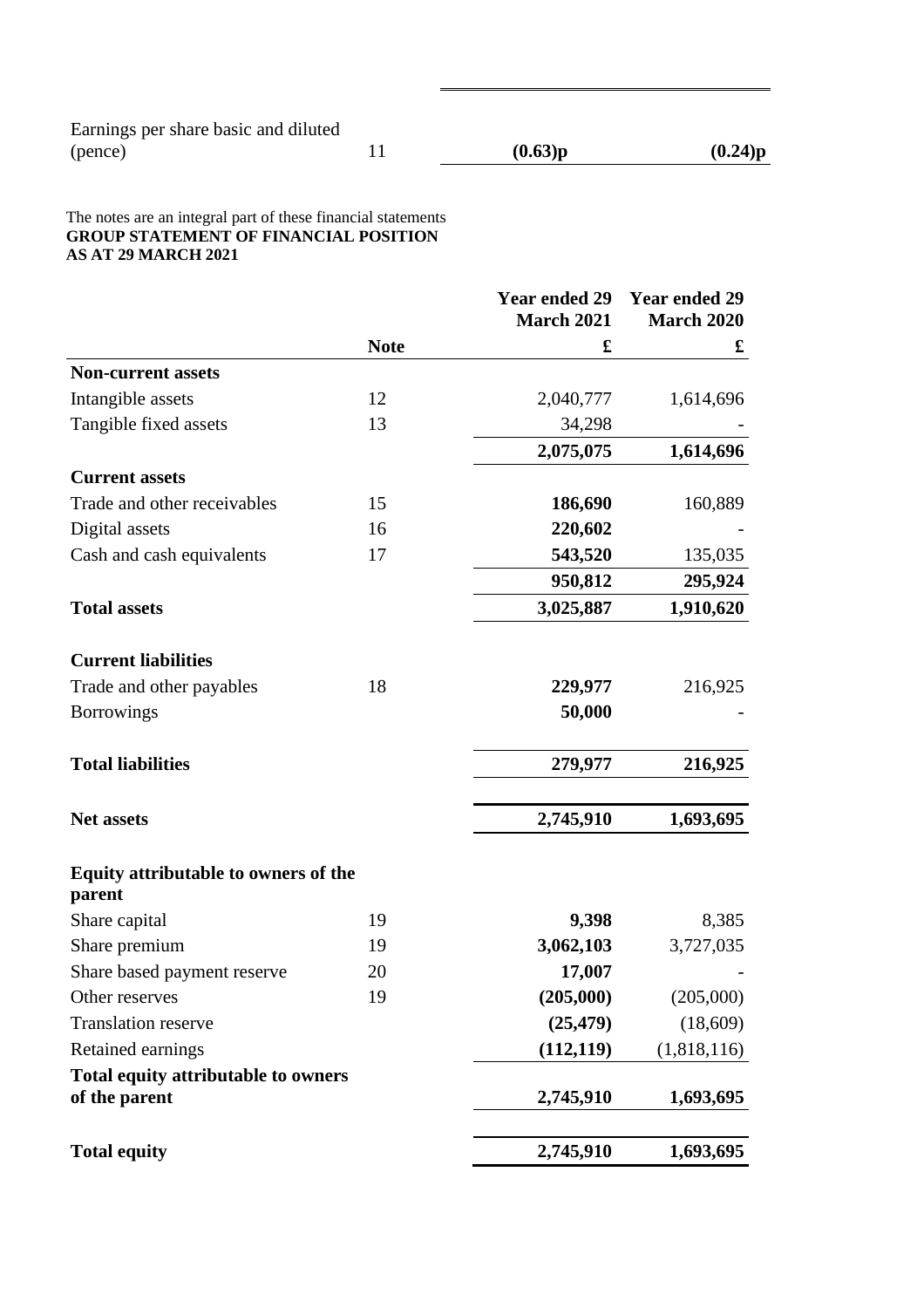| | | | |
|---|---|---|---|
| Earnings per share basic and diluted (pence) | 11 | **(0.63)p** | **(0.24)p** |

The notes are an integral part of these financial statements

**GROUP STATEMENT OF FINANCIAL POSITION**
**AS AT 29 MARCH 2021**

| | Note | Year ended 29 March 2021 £ | Year ended 29 March 2020 £ |
|---|---|---|---|
| **Non-current assets** | | | |
| Intangible assets | 12 | 2,040,777 | 1,614,696 |
| Tangible fixed assets | 13 | 34,298 | - |
| | | **2,075,075** | **1,614,696** |
| **Current assets** | | | |
| Trade and other receivables | 15 | **186,690** | 160,889 |
| Digital assets | 16 | **220,602** | - |
| Cash and cash equivalents | 17 | **543,520** | 135,035 |
| | | **950,812** | **295,924** |
| **Total assets** | | **3,025,887** | **1,910,620** |
| **Current liabilities** | | | |
| Trade and other payables | 18 | **229,977** | 216,925 |
| Borrowings | | **50,000** | - |
| **Total liabilities** | | **279,977** | **216,925** |
| **Net assets** | | **2,745,910** | **1,693,695** |
| **Equity attributable to owners of the parent** | | | |
| Share capital | 19 | **9,398** | 8,385 |
| Share premium | 19 | **3,062,103** | 3,727,035 |
| Share based payment reserve | 20 | **17,007** | - |
| Other reserves | 19 | **(205,000)** | (205,000) |
| Translation reserve | | **(25,479)** | (18,609) |
| Retained earnings | | **(112,119)** | (1,818,116) |
| **Total equity attributable to owners of the parent** | | **2,745,910** | **1,693,695** |
| **Total equity** | | **2,745,910** | **1,693,695** |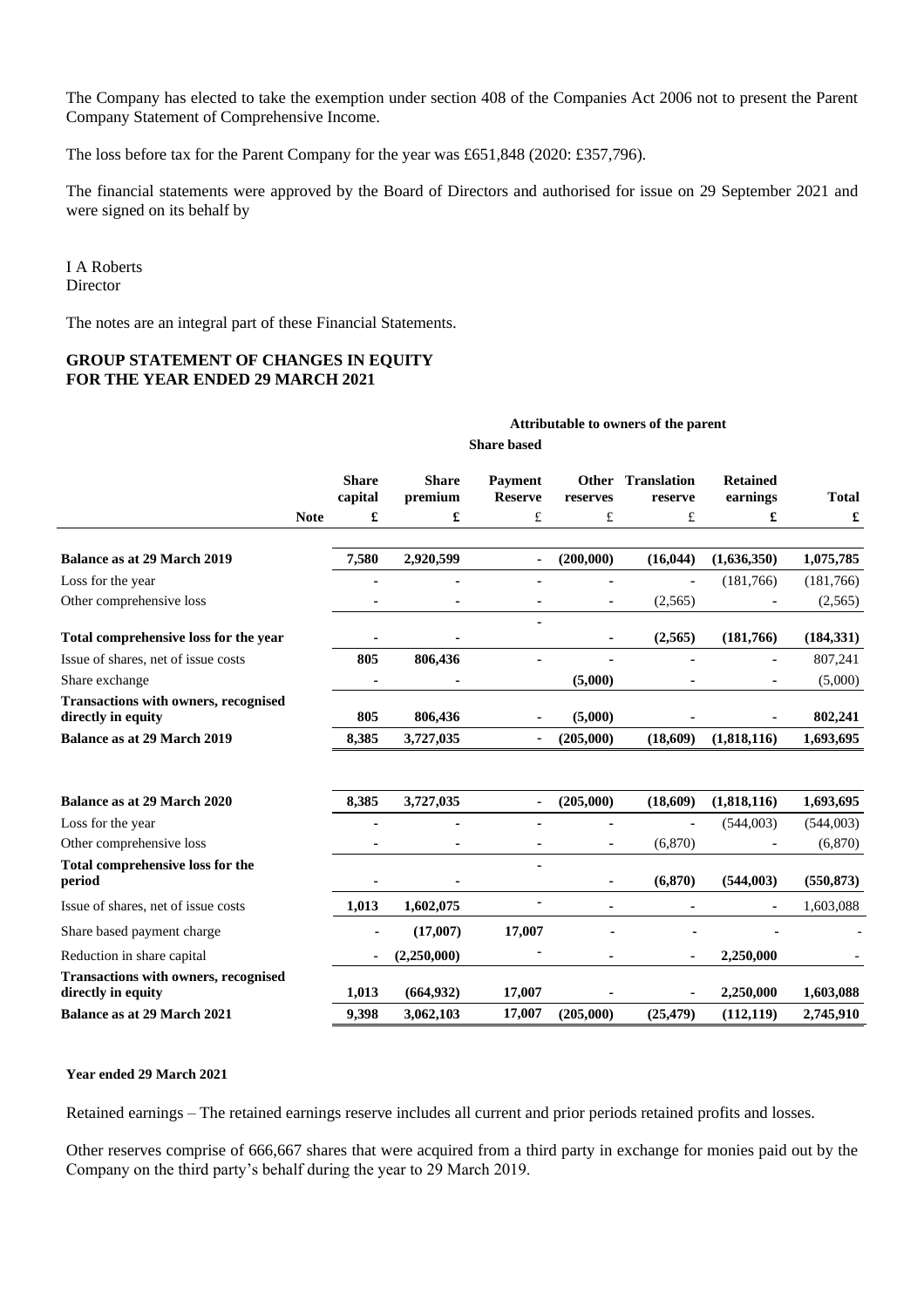The Company has elected to take the exemption under section 408 of the Companies Act 2006 not to present the Parent Company Statement of Comprehensive Income.

The loss before tax for the Parent Company for the year was £651,848 (2020: £357,796).

The financial statements were approved by the Board of Directors and authorised for issue on 29 September 2021 and were signed on its behalf by

I A Roberts
Director

The notes are an integral part of these Financial Statements.

## GROUP STATEMENT OF CHANGES IN EQUITY FOR THE YEAR ENDED 29 MARCH 2021

| | | Attributable to owners of the parent | | | | | | |
|---|---|---|---|---|---|---|---|---|
| | | | | Share based | | | | |
| | | **Share capital** | **Share premium** | **Payment Reserve** | **Other reserves** | **Translation reserve** | **Retained earnings** | **Total** |
| | **Note** | **£** | **£** | £ | £ | £ | **£** | **£** |
| **Balance as at 29 March 2019** | | **7,580** | **2,920,599** | **-** | **(200,000)** | **(16,044)** | **(1,636,350)** | **1,075,785** |
| Loss for the year | | - | - | - | - | - | (181,766) | (181,766) |
| Other comprehensive loss | | - | - | - | - | (2,565) | - | (2,565) |
| **Total comprehensive loss for the year** | | - | - | - | - | **(2,565)** | **(181,766)** | **(184,331)** |
| Issue of shares, net of issue costs | | **805** | **806,436** | - | - | - | - | 807,241 |
| Share exchange | | - | - | | **(5,000)** | - | - | (5,000) |
| **Transactions with owners, recognised directly in equity** | | **805** | **806,436** | - | **(5,000)** | - | - | **802,241** |
| **Balance as at 29 March 2019** | | **8,385** | **3,727,035** | - | **(205,000)** | **(18,609)** | **(1,818,116)** | **1,693,695** |
| | | | | | | | | |
| **Balance as at 29 March 2020** | | **8,385** | **3,727,035** | - | **(205,000)** | **(18,609)** | **(1,818,116)** | **1,693,695** |
| Loss for the year | | - | - | - | - | - | (544,003) | (544,003) |
| Other comprehensive loss | | - | - | - | - | (6,870) | - | (6,870) |
| **Total comprehensive loss for the period** | | - | - | - | - | **(6,870)** | **(544,003)** | **(550,873)** |
| Issue of shares, net of issue costs | | **1,013** | **1,602,075** | - | - | - | - | 1,603,088 |
| Share based payment charge | | - | **(17,007)** | **17,007** | - | - | - | - |
| Reduction in share capital | | - | **(2,250,000)** | - | - | - | **2,250,000** | - |
| **Transactions with owners, recognised directly in equity** | | **1,013** | **(664,932)** | **17,007** | - | - | **2,250,000** | **1,603,088** |
| **Balance as at 29 March 2021** | | **9,398** | **3,062,103** | **17,007** | **(205,000)** | **(25,479)** | **(112,119)** | **2,745,910** |

**Year ended 29 March 2021**

Retained earnings – The retained earnings reserve includes all current and prior periods retained profits and losses.

Other reserves comprise of 666,667 shares that were acquired from a third party in exchange for monies paid out by the Company on the third party's behalf during the year to 29 March 2019.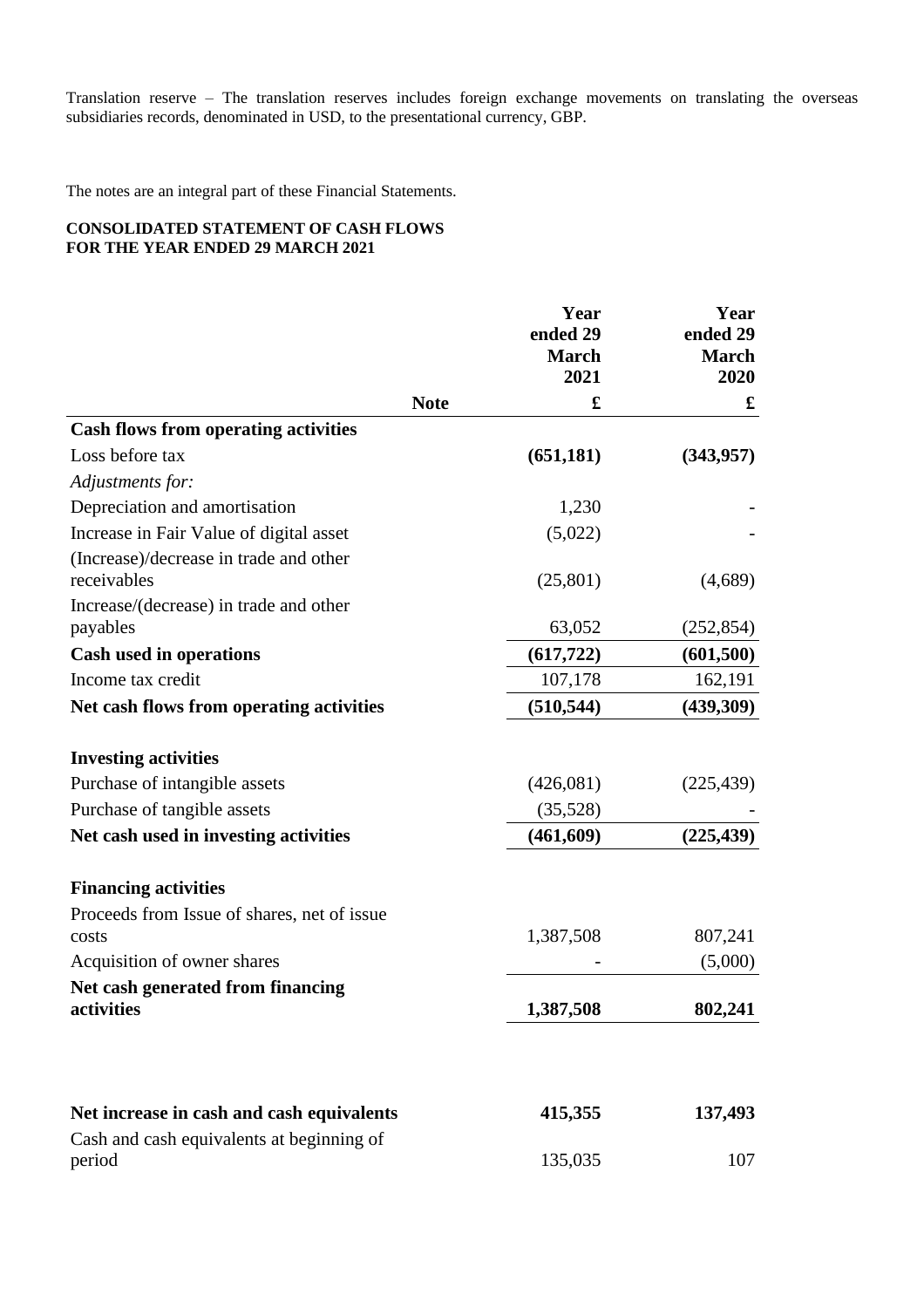Translation reserve – The translation reserves includes foreign exchange movements on translating the overseas subsidiaries records, denominated in USD, to the presentational currency, GBP.

The notes are an integral part of these Financial Statements.

**CONSOLIDATED STATEMENT OF CASH FLOWS**
**FOR THE YEAR ENDED 29 MARCH 2021**

| | Note | Year ended 29 March 2021 £ | Year ended 29 March 2020 £ |
|---|---|---|---|
| **Cash flows from operating activities** | | | |
| Loss before tax | | **(651,181)** | **(343,957)** |
| *Adjustments for:* | | | |
| Depreciation and amortisation | | 1,230 | - |
| Increase in Fair Value of digital asset | | (5,022) | - |
| (Increase)/decrease in trade and other receivables | | (25,801) | (4,689) |
| Increase/(decrease) in trade and other payables | | 63,052 | (252,854) |
| **Cash used in operations** | | **(617,722)** | **(601,500)** |
| Income tax credit | | 107,178 | 162,191 |
| **Net cash flows from operating activities** | | **(510,544)** | **(439,309)** |
| | | | |
| **Investing activities** | | | |
| Purchase of intangible assets | | (426,081) | (225,439) |
| Purchase of tangible assets | | (35,528) | - |
| **Net cash used in investing activities** | | **(461,609)** | **(225,439)** |
| | | | |
| **Financing activities** | | | |
| Proceeds from Issue of shares, net of issue costs | | 1,387,508 | 807,241 |
| Acquisition of owner shares | | - | (5,000) |
| **Net cash generated from financing activities** | | **1,387,508** | **802,241** |
| | | | |
| **Net increase in cash and cash equivalents** | | **415,355** | **137,493** |
| Cash and cash equivalents at beginning of period | | 135,035 | 107 |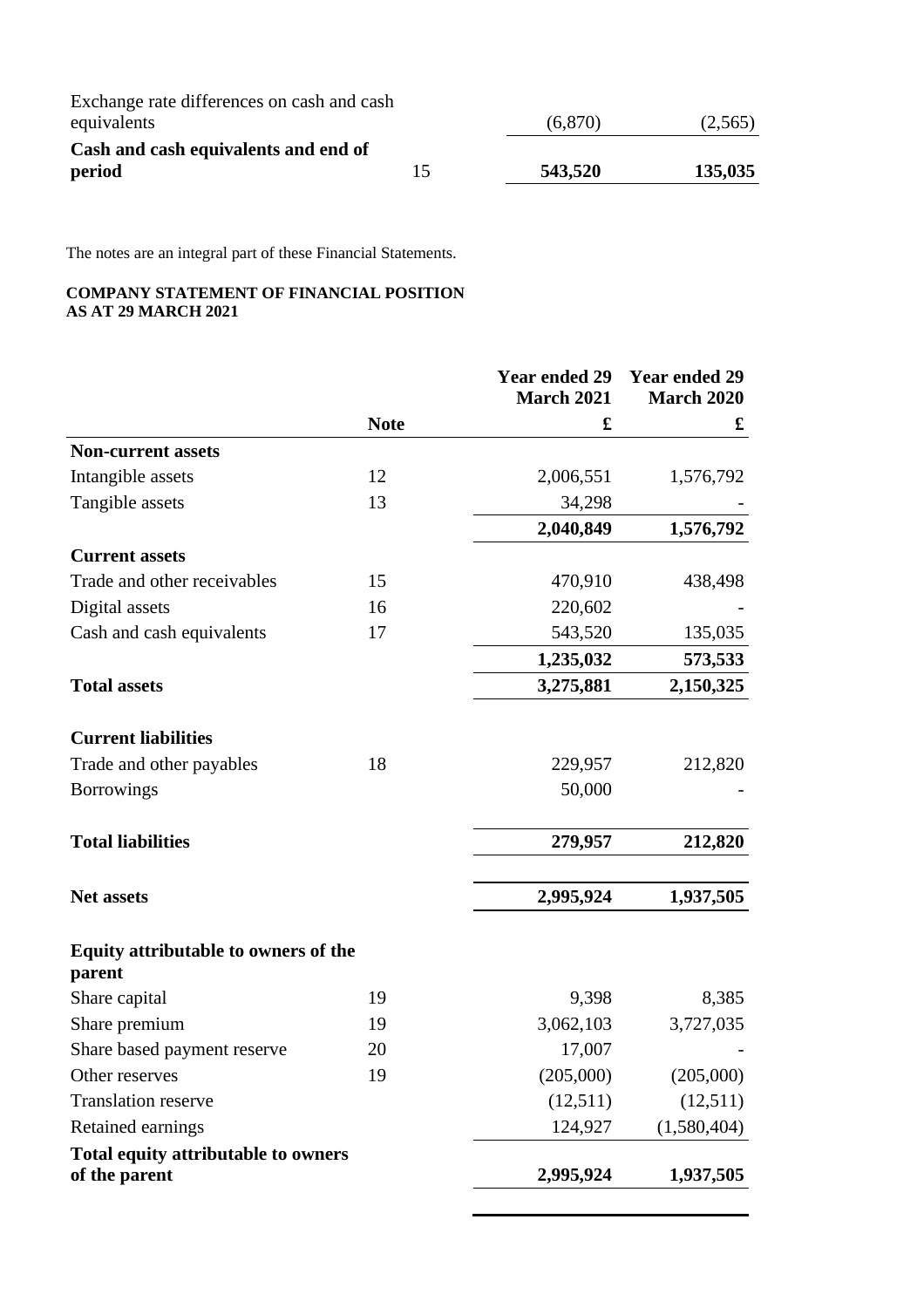| | | | |
|---|---|---|---|
| Exchange rate differences on cash and cash equivalents | | (6,870) | (2,565) |
| **Cash and cash equivalents and end of period** | 15 | **543,520** | **135,035** |

The notes are an integral part of these Financial Statements.

**COMPANY STATEMENT OF FINANCIAL POSITION**
**AS AT 29 MARCH 2021**

| | Note | Year ended 29 March 2021 | Year ended 29 March 2020 |
|---|---|---|---|
| | | £ | £ |
| **Non-current assets** | | | |
| Intangible assets | 12 | 2,006,551 | 1,576,792 |
| Tangible assets | 13 | 34,298 | - |
| | | **2,040,849** | **1,576,792** |
| **Current assets** | | | |
| Trade and other receivables | 15 | 470,910 | 438,498 |
| Digital assets | 16 | 220,602 | - |
| Cash and cash equivalents | 17 | 543,520 | 135,035 |
| | | **1,235,032** | **573,533** |
| **Total assets** | | **3,275,881** | **2,150,325** |
| **Current liabilities** | | | |
| Trade and other payables | 18 | 229,957 | 212,820 |
| Borrowings | | 50,000 | - |
| **Total liabilities** | | **279,957** | **212,820** |
| **Net assets** | | **2,995,924** | **1,937,505** |
| **Equity attributable to owners of the parent** | | | |
| Share capital | 19 | 9,398 | 8,385 |
| Share premium | 19 | 3,062,103 | 3,727,035 |
| Share based payment reserve | 20 | 17,007 | - |
| Other reserves | 19 | (205,000) | (205,000) |
| Translation reserve | | (12,511) | (12,511) |
| Retained earnings | | 124,927 | (1,580,404) |
| **Total equity attributable to owners of the parent** | | **2,995,924** | **1,937,505** |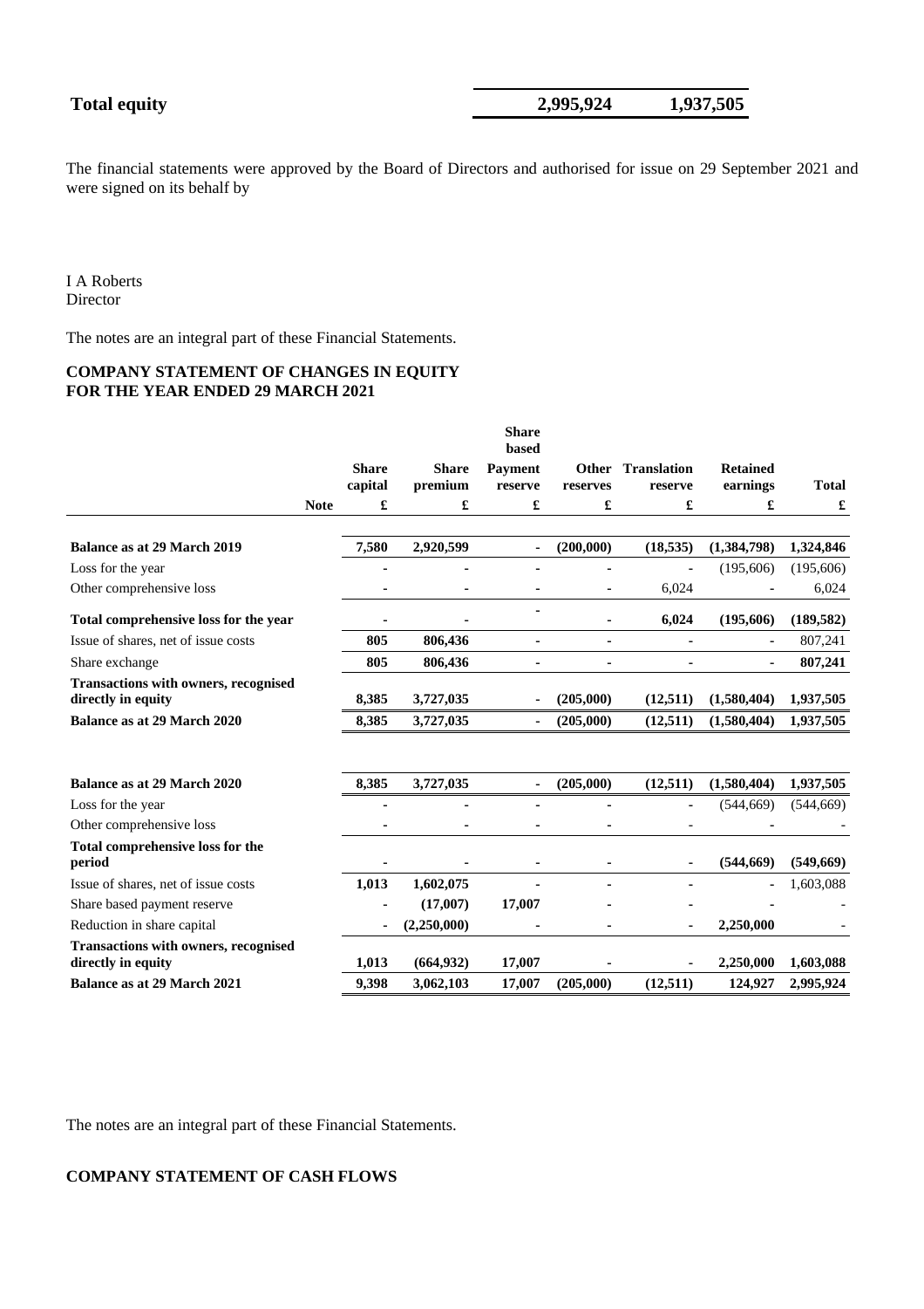| **Total equity** | **2,995,924** | **1,937,505** |
|---|---|---|

The financial statements were approved by the Board of Directors and authorised for issue on 29 September 2021 and were signed on its behalf by

I A Roberts
Director

The notes are an integral part of these Financial Statements.

## COMPANY STATEMENT OF CHANGES IN EQUITY FOR THE YEAR ENDED 29 MARCH 2021

| | Note | Share capital | Share premium | Share based Payment reserve | Other reserves | Translation reserve | Retained earnings | Total |
|---|---|---|---|---|---|---|---|---|
| | | £ | £ | £ | £ | £ | £ | £ |
| **Balance as at 29 March 2019** | | **7,580** | **2,920,599** | **-** | **(200,000)** | **(18,535)** | **(1,384,798)** | **1,324,846** |
| Loss for the year | | - | - | - | - | - | (195,606) | (195,606) |
| Other comprehensive loss | | - | - | - | - | 6,024 | - | 6,024 |
| **Total comprehensive loss for the year** | | - | - | - | - | **6,024** | **(195,606)** | **(189,582)** |
| Issue of shares, net of issue costs | | **805** | **806,436** | **-** | **-** | **-** | **-** | 807,241 |
| Share exchange | | **805** | **806,436** | **-** | **-** | **-** | **-** | **807,241** |
| **Transactions with owners, recognised directly in equity** | | **8,385** | **3,727,035** | **-** | **(205,000)** | **(12,511)** | **(1,580,404)** | **1,937,505** |
| **Balance as at 29 March 2020** | | **8,385** | **3,727,035** | **-** | **(205,000)** | **(12,511)** | **(1,580,404)** | **1,937,505** |
| | | | | | | | | |
| **Balance as at 29 March 2020** | | **8,385** | **3,727,035** | **-** | **(205,000)** | **(12,511)** | **(1,580,404)** | **1,937,505** |
| Loss for the year | | - | - | - | - | - | (544,669) | (544,669) |
| Other comprehensive loss | | - | - | - | - | - | - | - |
| **Total comprehensive loss for the period** | | - | - | - | - | **-** | **(544,669)** | **(549,669)** |
| Issue of shares, net of issue costs | | **1,013** | **1,602,075** | - | - | - | **-** | 1,603,088 |
| Share based payment reserve | | - | **(17,007)** | **17,007** | - | - | - | - |
| Reduction in share capital | | - | **(2,250,000)** | - | - | - | **2,250,000** | - |
| **Transactions with owners, recognised directly in equity** | | **1,013** | **(664,932)** | **17,007** | - | - | **2,250,000** | **1,603,088** |
| **Balance as at 29 March 2021** | | **9,398** | **3,062,103** | **17,007** | **(205,000)** | **(12,511)** | **124,927** | **2,995,924** |

The notes are an integral part of these Financial Statements.

## COMPANY STATEMENT OF CASH FLOWS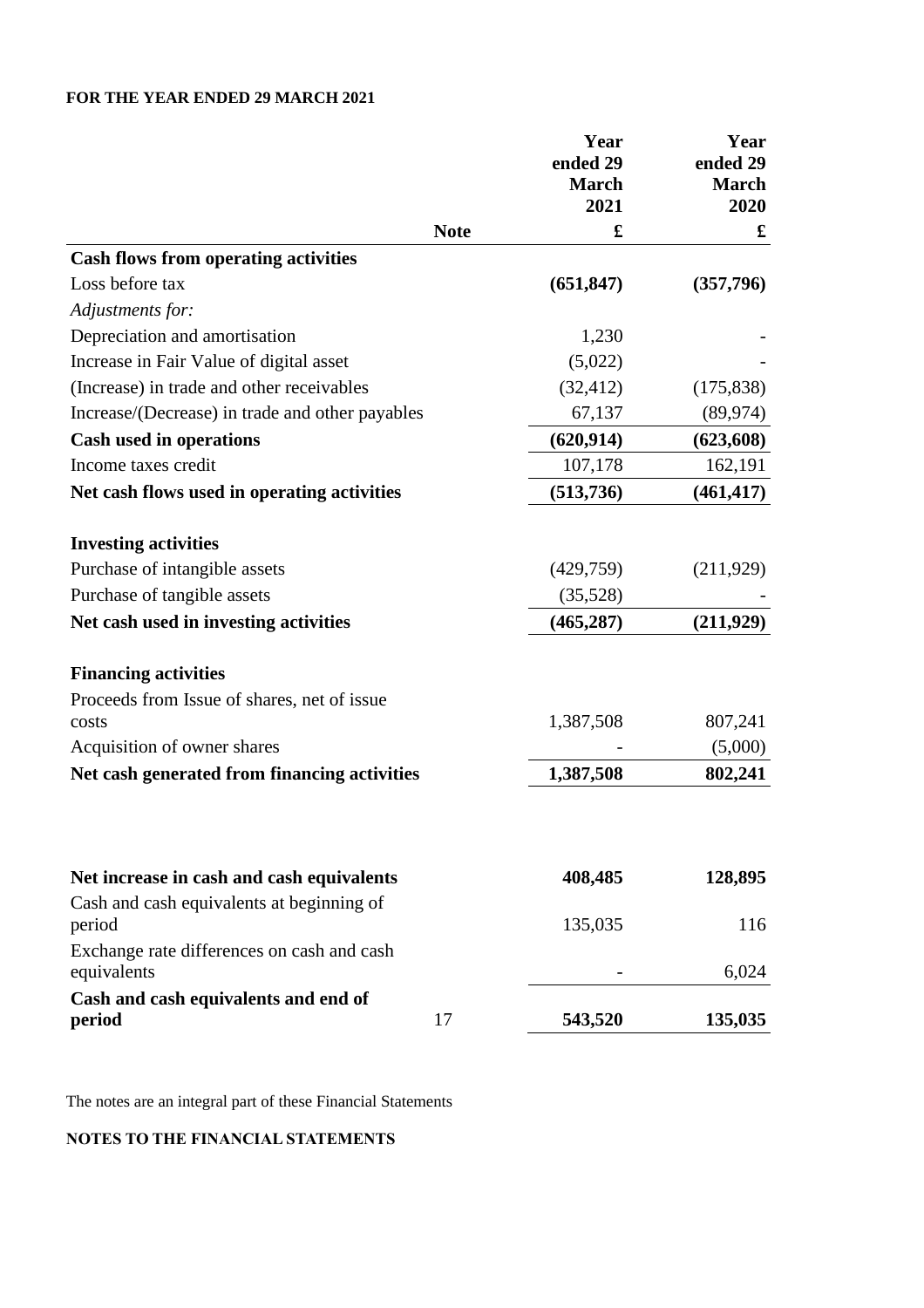**FOR THE YEAR ENDED 29 MARCH 2021**

| | Note | Year ended 29 March 2021 £ | Year ended 29 March 2020 £ |
|---|---|---|---|
| **Cash flows from operating activities** | | | |
| Loss before tax | | **(651,847)** | **(357,796)** |
| *Adjustments for:* | | | |
| Depreciation and amortisation | | 1,230 | - |
| Increase in Fair Value of digital asset | | (5,022) | - |
| (Increase) in trade and other receivables | | (32,412) | (175,838) |
| Increase/(Decrease) in trade and other payables | | 67,137 | (89,974) |
| **Cash used in operations** | | **(620,914)** | **(623,608)** |
| Income taxes credit | | 107,178 | 162,191 |
| **Net cash flows used in operating activities** | | **(513,736)** | **(461,417)** |
| | | | |
| **Investing activities** | | | |
| Purchase of intangible assets | | (429,759) | (211,929) |
| Purchase of tangible assets | | (35,528) | - |
| **Net cash used in investing activities** | | **(465,287)** | **(211,929)** |
| | | | |
| **Financing activities** | | | |
| Proceeds from Issue of shares, net of issue costs | | 1,387,508 | 807,241 |
| Acquisition of owner shares | | - | (5,000) |
| **Net cash generated from financing activities** | | **1,387,508** | **802,241** |
| | | | |
| **Net increase in cash and cash equivalents** | | **408,485** | **128,895** |
| Cash and cash equivalents at beginning of period | | 135,035 | 116 |
| Exchange rate differences on cash and cash equivalents | | - | 6,024 |
| **Cash and cash equivalents and end of period** | 17 | **543,520** | **135,035** |

The notes are an integral part of these Financial Statements

**NOTES TO THE FINANCIAL STATEMENTS**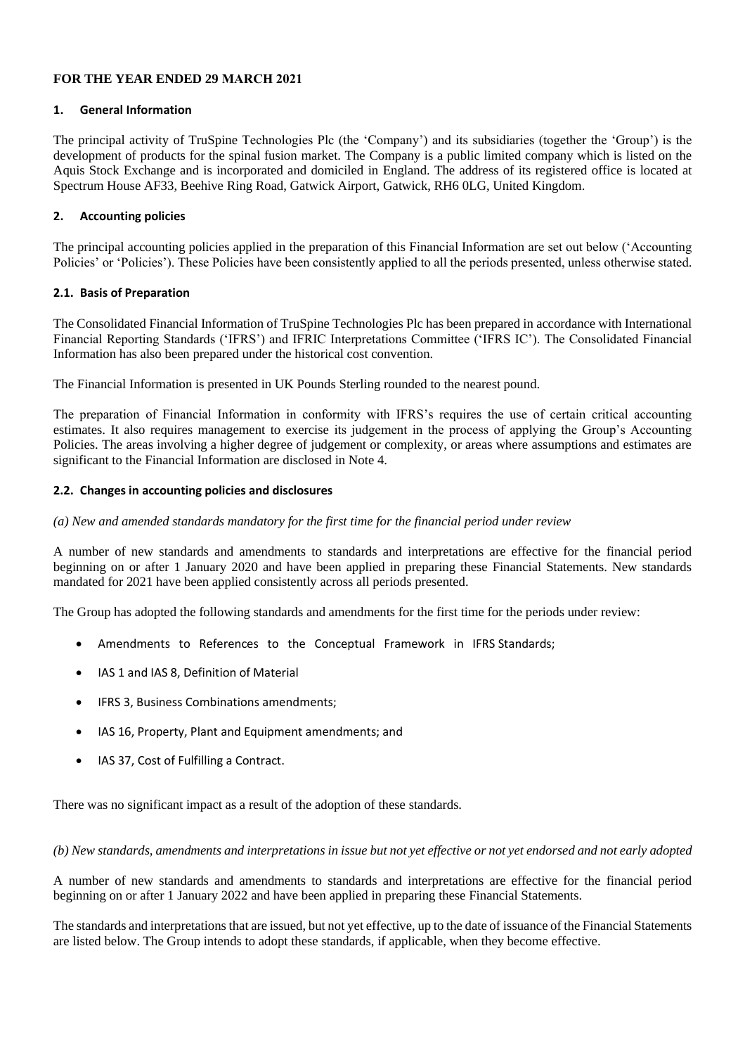**FOR THE YEAR ENDED 29 MARCH 2021**

## 1. General Information

The principal activity of TruSpine Technologies Plc (the 'Company') and its subsidiaries (together the 'Group') is the development of products for the spinal fusion market. The Company is a public limited company which is listed on the Aquis Stock Exchange and is incorporated and domiciled in England. The address of its registered office is located at Spectrum House AF33, Beehive Ring Road, Gatwick Airport, Gatwick, RH6 0LG, United Kingdom.

## 2. Accounting policies

The principal accounting policies applied in the preparation of this Financial Information are set out below ('Accounting Policies' or 'Policies'). These Policies have been consistently applied to all the periods presented, unless otherwise stated.

### 2.1. Basis of Preparation

The Consolidated Financial Information of TruSpine Technologies Plc has been prepared in accordance with International Financial Reporting Standards ('IFRS') and IFRIC Interpretations Committee ('IFRS IC'). The Consolidated Financial Information has also been prepared under the historical cost convention.

The Financial Information is presented in UK Pounds Sterling rounded to the nearest pound.

The preparation of Financial Information in conformity with IFRS's requires the use of certain critical accounting estimates. It also requires management to exercise its judgement in the process of applying the Group's Accounting Policies. The areas involving a higher degree of judgement or complexity, or areas where assumptions and estimates are significant to the Financial Information are disclosed in Note 4.

### 2.2. Changes in accounting policies and disclosures

*(a) New and amended standards mandatory for the first time for the financial period under review*

A number of new standards and amendments to standards and interpretations are effective for the financial period beginning on or after 1 January 2020 and have been applied in preparing these Financial Statements. New standards mandated for 2021 have been applied consistently across all periods presented.

The Group has adopted the following standards and amendments for the first time for the periods under review:

- Amendments to References to the Conceptual Framework in IFRS Standards;
- IAS 1 and IAS 8, Definition of Material
- IFRS 3, Business Combinations amendments;
- IAS 16, Property, Plant and Equipment amendments; and
- IAS 37, Cost of Fulfilling a Contract.

There was no significant impact as a result of the adoption of these standards.

*(b) New standards, amendments and interpretations in issue but not yet effective or not yet endorsed and not early adopted*

A number of new standards and amendments to standards and interpretations are effective for the financial period beginning on or after 1 January 2022 and have been applied in preparing these Financial Statements.

The standards and interpretations that are issued, but not yet effective, up to the date of issuance of the Financial Statements are listed below. The Group intends to adopt these standards, if applicable, when they become effective.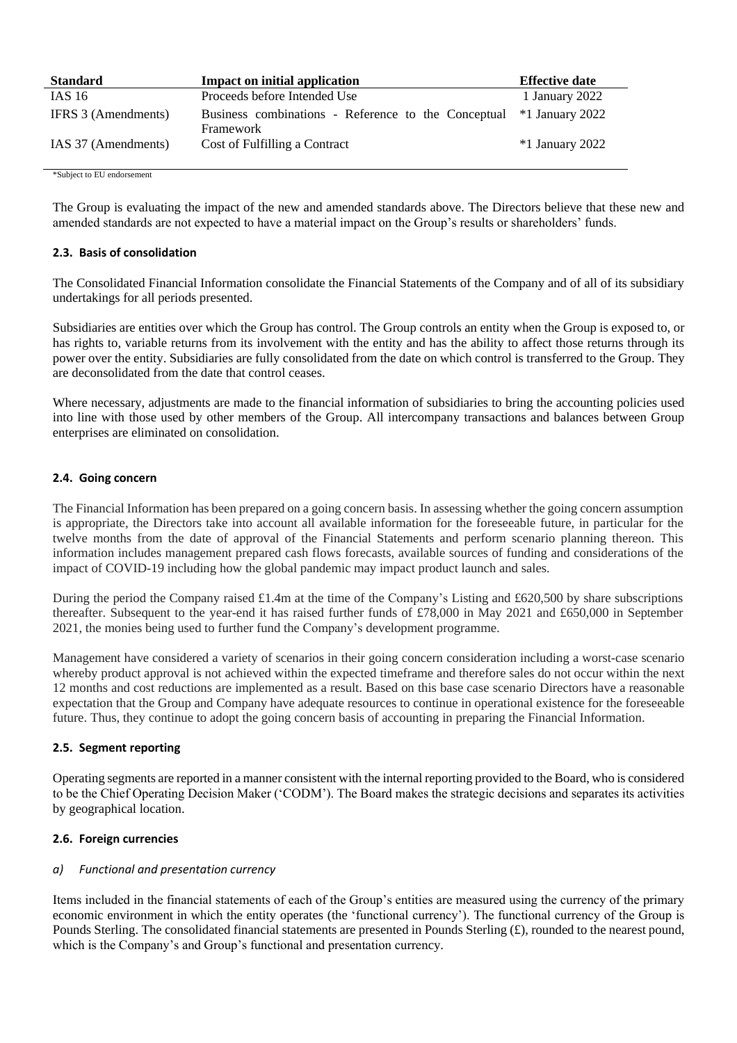| Standard | Impact on initial application | Effective date |
|---|---|---|
| IAS 16 | Proceeds before Intended Use | 1 January 2022 |
| IFRS 3 (Amendments) | Business combinations - Reference to the Conceptual Framework | *1 January 2022 |
| IAS 37 (Amendments) | Cost of Fulfilling a Contract | *1 January 2022 |

*Subject to EU endorsement

The Group is evaluating the impact of the new and amended standards above. The Directors believe that these new and amended standards are not expected to have a material impact on the Group's results or shareholders' funds.

### 2.3. Basis of consolidation

The Consolidated Financial Information consolidate the Financial Statements of the Company and of all of its subsidiary undertakings for all periods presented.

Subsidiaries are entities over which the Group has control. The Group controls an entity when the Group is exposed to, or has rights to, variable returns from its involvement with the entity and has the ability to affect those returns through its power over the entity. Subsidiaries are fully consolidated from the date on which control is transferred to the Group. They are deconsolidated from the date that control ceases.

Where necessary, adjustments are made to the financial information of subsidiaries to bring the accounting policies used into line with those used by other members of the Group. All intercompany transactions and balances between Group enterprises are eliminated on consolidation.

### 2.4. Going concern

The Financial Information has been prepared on a going concern basis. In assessing whether the going concern assumption is appropriate, the Directors take into account all available information for the foreseeable future, in particular for the twelve months from the date of approval of the Financial Statements and perform scenario planning thereon. This information includes management prepared cash flows forecasts, available sources of funding and considerations of the impact of COVID-19 including how the global pandemic may impact product launch and sales.

During the period the Company raised £1.4m at the time of the Company's Listing and £620,500 by share subscriptions thereafter. Subsequent to the year-end it has raised further funds of £78,000 in May 2021 and £650,000 in September 2021, the monies being used to further fund the Company's development programme.

Management have considered a variety of scenarios in their going concern consideration including a worst-case scenario whereby product approval is not achieved within the expected timeframe and therefore sales do not occur within the next 12 months and cost reductions are implemented as a result. Based on this base case scenario Directors have a reasonable expectation that the Group and Company have adequate resources to continue in operational existence for the foreseeable future. Thus, they continue to adopt the going concern basis of accounting in preparing the Financial Information.

### 2.5. Segment reporting

Operating segments are reported in a manner consistent with the internal reporting provided to the Board, who is considered to be the Chief Operating Decision Maker ('CODM'). The Board makes the strategic decisions and separates its activities by geographical location.

### 2.6. Foreign currencies

*a) Functional and presentation currency*

Items included in the financial statements of each of the Group's entities are measured using the currency of the primary economic environment in which the entity operates (the 'functional currency'). The functional currency of the Group is Pounds Sterling. The consolidated financial statements are presented in Pounds Sterling (£), rounded to the nearest pound, which is the Company's and Group's functional and presentation currency.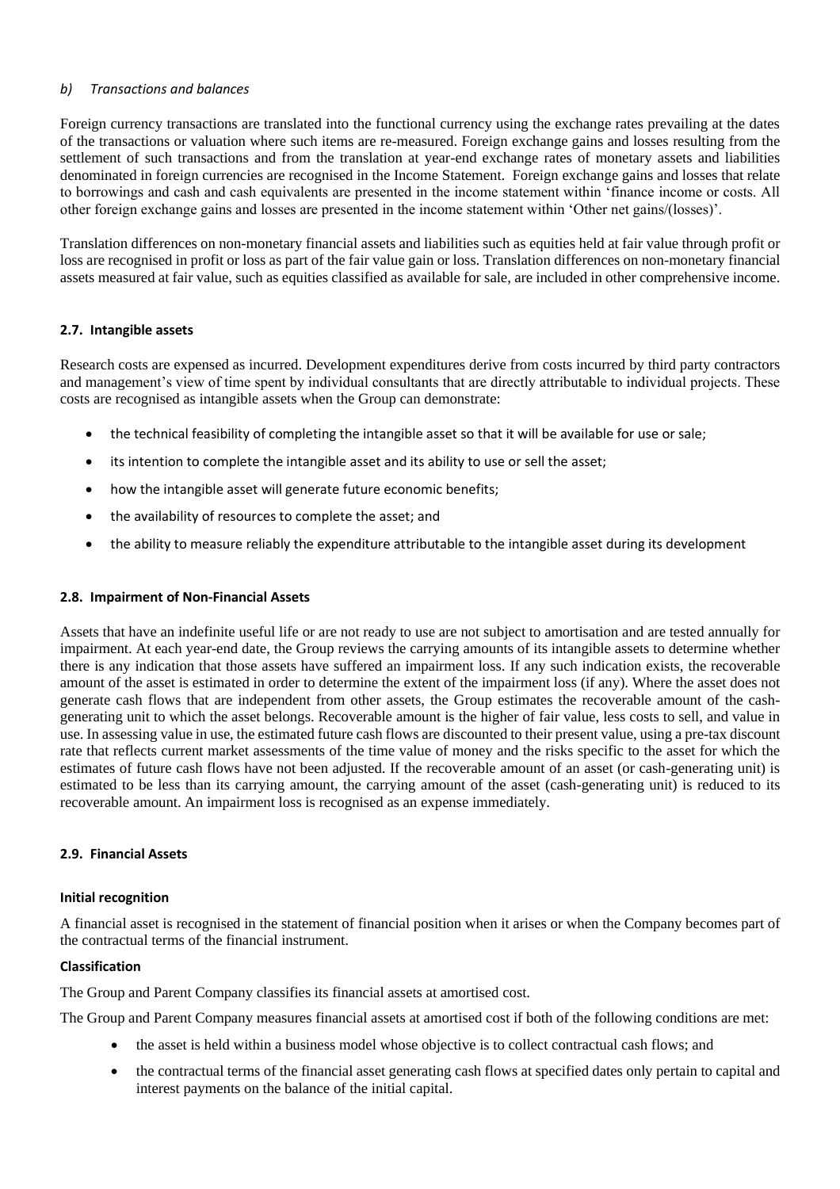*b) Transactions and balances*

Foreign currency transactions are translated into the functional currency using the exchange rates prevailing at the dates of the transactions or valuation where such items are re-measured. Foreign exchange gains and losses resulting from the settlement of such transactions and from the translation at year-end exchange rates of monetary assets and liabilities denominated in foreign currencies are recognised in the Income Statement. Foreign exchange gains and losses that relate to borrowings and cash and cash equivalents are presented in the income statement within 'finance income or costs. All other foreign exchange gains and losses are presented in the income statement within 'Other net gains/(losses)'.

Translation differences on non-monetary financial assets and liabilities such as equities held at fair value through profit or loss are recognised in profit or loss as part of the fair value gain or loss. Translation differences on non-monetary financial assets measured at fair value, such as equities classified as available for sale, are included in other comprehensive income.

### 2.7. Intangible assets

Research costs are expensed as incurred. Development expenditures derive from costs incurred by third party contractors and management's view of time spent by individual consultants that are directly attributable to individual projects. These costs are recognised as intangible assets when the Group can demonstrate:

- the technical feasibility of completing the intangible asset so that it will be available for use or sale;
- its intention to complete the intangible asset and its ability to use or sell the asset;
- how the intangible asset will generate future economic benefits;
- the availability of resources to complete the asset; and
- the ability to measure reliably the expenditure attributable to the intangible asset during its development

### 2.8. Impairment of Non-Financial Assets

Assets that have an indefinite useful life or are not ready to use are not subject to amortisation and are tested annually for impairment. At each year-end date, the Group reviews the carrying amounts of its intangible assets to determine whether there is any indication that those assets have suffered an impairment loss. If any such indication exists, the recoverable amount of the asset is estimated in order to determine the extent of the impairment loss (if any). Where the asset does not generate cash flows that are independent from other assets, the Group estimates the recoverable amount of the cash-generating unit to which the asset belongs. Recoverable amount is the higher of fair value, less costs to sell, and value in use. In assessing value in use, the estimated future cash flows are discounted to their present value, using a pre-tax discount rate that reflects current market assessments of the time value of money and the risks specific to the asset for which the estimates of future cash flows have not been adjusted. If the recoverable amount of an asset (or cash-generating unit) is estimated to be less than its carrying amount, the carrying amount of the asset (cash-generating unit) is reduced to its recoverable amount. An impairment loss is recognised as an expense immediately.

### 2.9. Financial Assets

**Initial recognition**

A financial asset is recognised in the statement of financial position when it arises or when the Company becomes part of the contractual terms of the financial instrument.

**Classification**

The Group and Parent Company classifies its financial assets at amortised cost.

The Group and Parent Company measures financial assets at amortised cost if both of the following conditions are met:

- the asset is held within a business model whose objective is to collect contractual cash flows; and
- the contractual terms of the financial asset generating cash flows at specified dates only pertain to capital and interest payments on the balance of the initial capital.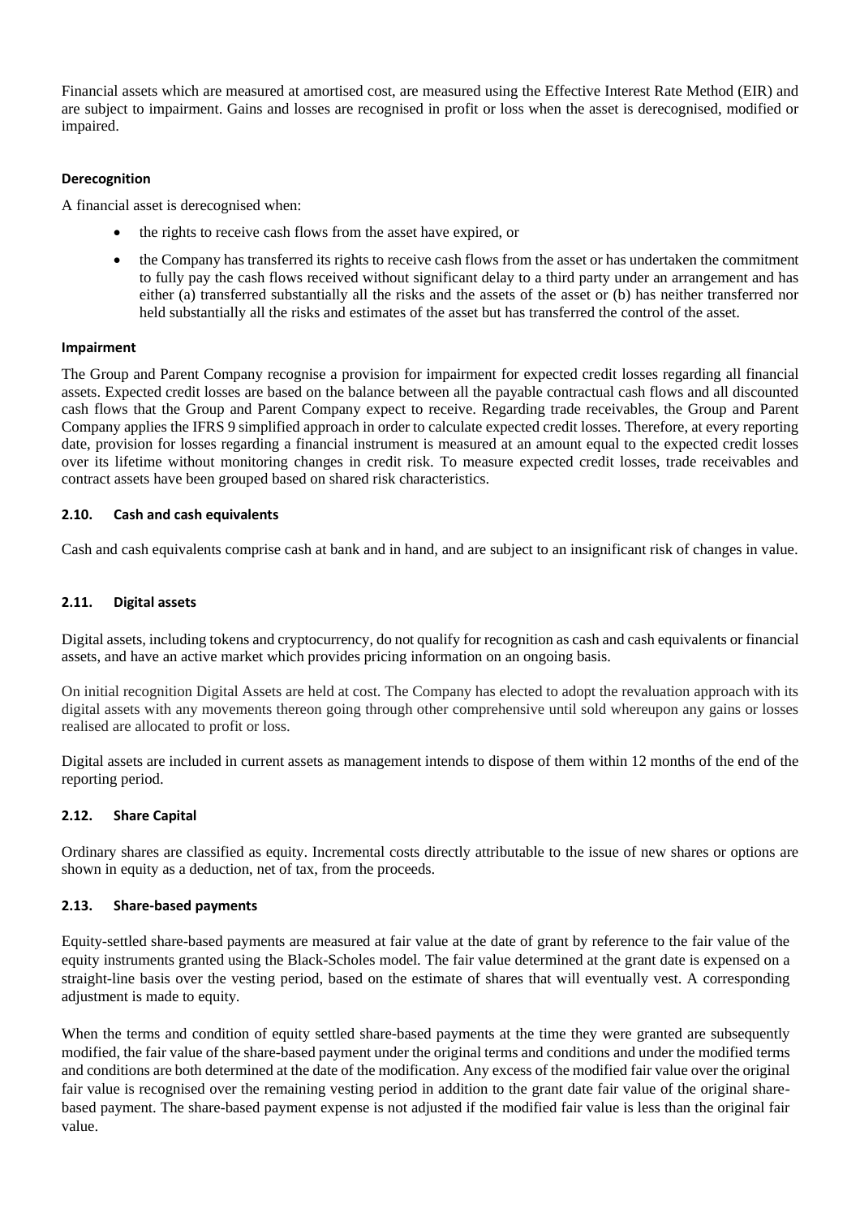Financial assets which are measured at amortised cost, are measured using the Effective Interest Rate Method (EIR) and are subject to impairment. Gains and losses are recognised in profit or loss when the asset is derecognised, modified or impaired.

#### Derecognition

A financial asset is derecognised when:

- the rights to receive cash flows from the asset have expired, or
- the Company has transferred its rights to receive cash flows from the asset or has undertaken the commitment to fully pay the cash flows received without significant delay to a third party under an arrangement and has either (a) transferred substantially all the risks and the assets of the asset or (b) has neither transferred nor held substantially all the risks and estimates of the asset but has transferred the control of the asset.

#### Impairment

The Group and Parent Company recognise a provision for impairment for expected credit losses regarding all financial assets. Expected credit losses are based on the balance between all the payable contractual cash flows and all discounted cash flows that the Group and Parent Company expect to receive. Regarding trade receivables, the Group and Parent Company applies the IFRS 9 simplified approach in order to calculate expected credit losses. Therefore, at every reporting date, provision for losses regarding a financial instrument is measured at an amount equal to the expected credit losses over its lifetime without monitoring changes in credit risk. To measure expected credit losses, trade receivables and contract assets have been grouped based on shared risk characteristics.

### 2.10. Cash and cash equivalents

Cash and cash equivalents comprise cash at bank and in hand, and are subject to an insignificant risk of changes in value.

### 2.11. Digital assets

Digital assets, including tokens and cryptocurrency, do not qualify for recognition as cash and cash equivalents or financial assets, and have an active market which provides pricing information on an ongoing basis.

On initial recognition Digital Assets are held at cost. The Company has elected to adopt the revaluation approach with its digital assets with any movements thereon going through other comprehensive until sold whereupon any gains or losses realised are allocated to profit or loss.

Digital assets are included in current assets as management intends to dispose of them within 12 months of the end of the reporting period.

### 2.12. Share Capital

Ordinary shares are classified as equity. Incremental costs directly attributable to the issue of new shares or options are shown in equity as a deduction, net of tax, from the proceeds.

### 2.13. Share-based payments

Equity-settled share-based payments are measured at fair value at the date of grant by reference to the fair value of the equity instruments granted using the Black-Scholes model. The fair value determined at the grant date is expensed on a straight-line basis over the vesting period, based on the estimate of shares that will eventually vest. A corresponding adjustment is made to equity.

When the terms and condition of equity settled share-based payments at the time they were granted are subsequently modified, the fair value of the share-based payment under the original terms and conditions and under the modified terms and conditions are both determined at the date of the modification. Any excess of the modified fair value over the original fair value is recognised over the remaining vesting period in addition to the grant date fair value of the original share-based payment. The share-based payment expense is not adjusted if the modified fair value is less than the original fair value.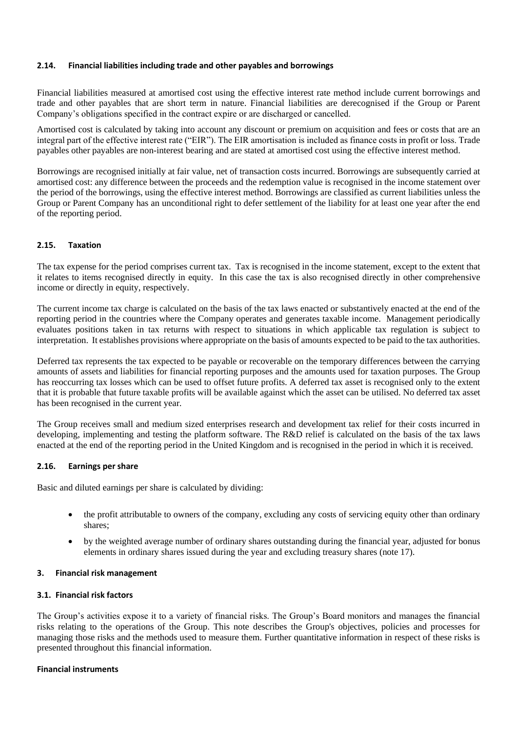### 2.14. Financial liabilities including trade and other payables and borrowings

Financial liabilities measured at amortised cost using the effective interest rate method include current borrowings and trade and other payables that are short term in nature. Financial liabilities are derecognised if the Group or Parent Company's obligations specified in the contract expire or are discharged or cancelled.

Amortised cost is calculated by taking into account any discount or premium on acquisition and fees or costs that are an integral part of the effective interest rate ("EIR"). The EIR amortisation is included as finance costs in profit or loss. Trade payables other payables are non-interest bearing and are stated at amortised cost using the effective interest method.

Borrowings are recognised initially at fair value, net of transaction costs incurred. Borrowings are subsequently carried at amortised cost: any difference between the proceeds and the redemption value is recognised in the income statement over the period of the borrowings, using the effective interest method. Borrowings are classified as current liabilities unless the Group or Parent Company has an unconditional right to defer settlement of the liability for at least one year after the end of the reporting period.

### 2.15. Taxation

The tax expense for the period comprises current tax. Tax is recognised in the income statement, except to the extent that it relates to items recognised directly in equity. In this case the tax is also recognised directly in other comprehensive income or directly in equity, respectively.

The current income tax charge is calculated on the basis of the tax laws enacted or substantively enacted at the end of the reporting period in the countries where the Company operates and generates taxable income. Management periodically evaluates positions taken in tax returns with respect to situations in which applicable tax regulation is subject to interpretation. It establishes provisions where appropriate on the basis of amounts expected to be paid to the tax authorities.

Deferred tax represents the tax expected to be payable or recoverable on the temporary differences between the carrying amounts of assets and liabilities for financial reporting purposes and the amounts used for taxation purposes. The Group has reoccurring tax losses which can be used to offset future profits. A deferred tax asset is recognised only to the extent that it is probable that future taxable profits will be available against which the asset can be utilised. No deferred tax asset has been recognised in the current year.

The Group receives small and medium sized enterprises research and development tax relief for their costs incurred in developing, implementing and testing the platform software. The R&D relief is calculated on the basis of the tax laws enacted at the end of the reporting period in the United Kingdom and is recognised in the period in which it is received.

### 2.16. Earnings per share

Basic and diluted earnings per share is calculated by dividing:

- the profit attributable to owners of the company, excluding any costs of servicing equity other than ordinary shares;
- by the weighted average number of ordinary shares outstanding during the financial year, adjusted for bonus elements in ordinary shares issued during the year and excluding treasury shares (note 17).

## 3. Financial risk management

### 3.1. Financial risk factors

The Group's activities expose it to a variety of financial risks. The Group's Board monitors and manages the financial risks relating to the operations of the Group. This note describes the Group's objectives, policies and processes for managing those risks and the methods used to measure them. Further quantitative information in respect of these risks is presented throughout this financial information.

**Financial instruments**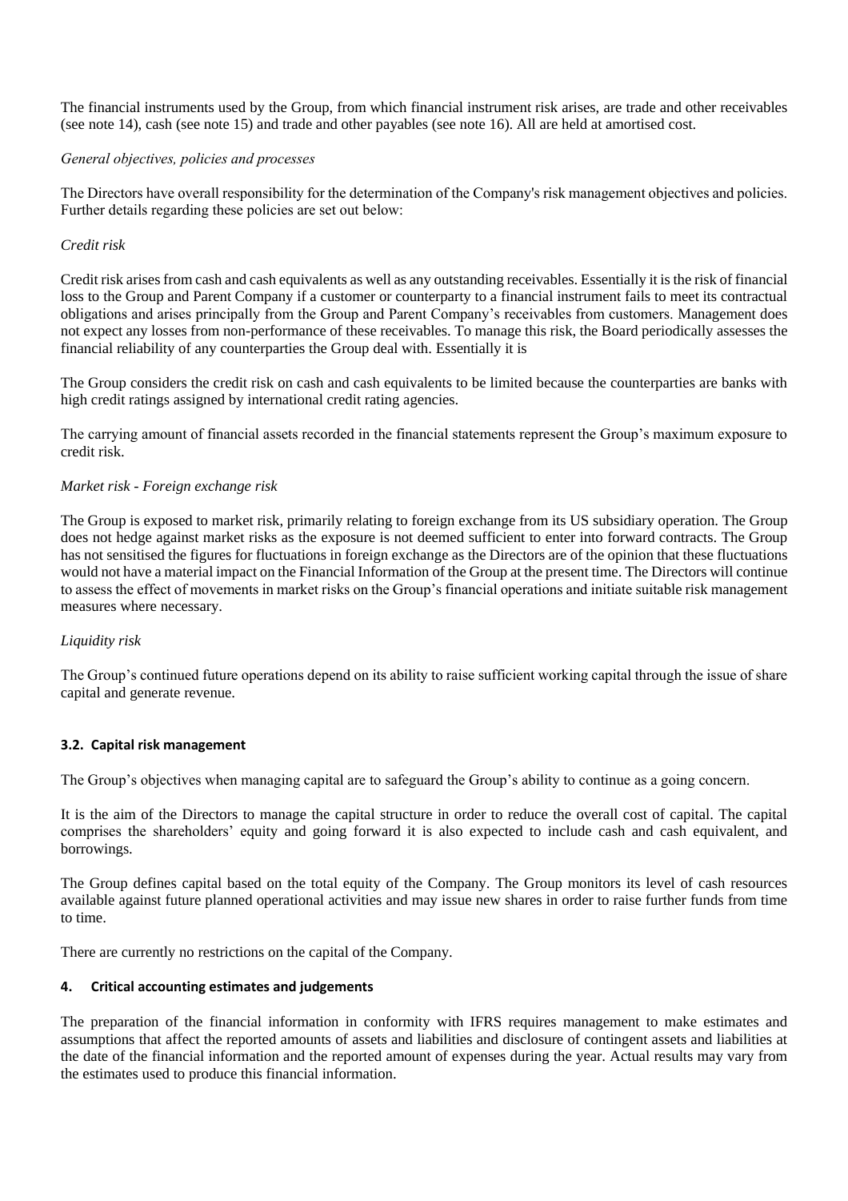The financial instruments used by the Group, from which financial instrument risk arises, are trade and other receivables (see note 14), cash (see note 15) and trade and other payables (see note 16). All are held at amortised cost.

*General objectives, policies and processes*

The Directors have overall responsibility for the determination of the Company's risk management objectives and policies. Further details regarding these policies are set out below:

*Credit risk*

Credit risk arises from cash and cash equivalents as well as any outstanding receivables. Essentially it is the risk of financial loss to the Group and Parent Company if a customer or counterparty to a financial instrument fails to meet its contractual obligations and arises principally from the Group and Parent Company's receivables from customers. Management does not expect any losses from non-performance of these receivables. To manage this risk, the Board periodically assesses the financial reliability of any counterparties the Group deal with. Essentially it is

The Group considers the credit risk on cash and cash equivalents to be limited because the counterparties are banks with high credit ratings assigned by international credit rating agencies.

The carrying amount of financial assets recorded in the financial statements represent the Group's maximum exposure to credit risk.

*Market risk - Foreign exchange risk*

The Group is exposed to market risk, primarily relating to foreign exchange from its US subsidiary operation. The Group does not hedge against market risks as the exposure is not deemed sufficient to enter into forward contracts. The Group has not sensitised the figures for fluctuations in foreign exchange as the Directors are of the opinion that these fluctuations would not have a material impact on the Financial Information of the Group at the present time. The Directors will continue to assess the effect of movements in market risks on the Group's financial operations and initiate suitable risk management measures where necessary.

*Liquidity risk*

The Group's continued future operations depend on its ability to raise sufficient working capital through the issue of share capital and generate revenue.

### 3.2. Capital risk management

The Group's objectives when managing capital are to safeguard the Group's ability to continue as a going concern.

It is the aim of the Directors to manage the capital structure in order to reduce the overall cost of capital. The capital comprises the shareholders' equity and going forward it is also expected to include cash and cash equivalent, and borrowings.

The Group defines capital based on the total equity of the Company. The Group monitors its level of cash resources available against future planned operational activities and may issue new shares in order to raise further funds from time to time.

There are currently no restrictions on the capital of the Company.

## 4. Critical accounting estimates and judgements

The preparation of the financial information in conformity with IFRS requires management to make estimates and assumptions that affect the reported amounts of assets and liabilities and disclosure of contingent assets and liabilities at the date of the financial information and the reported amount of expenses during the year. Actual results may vary from the estimates used to produce this financial information.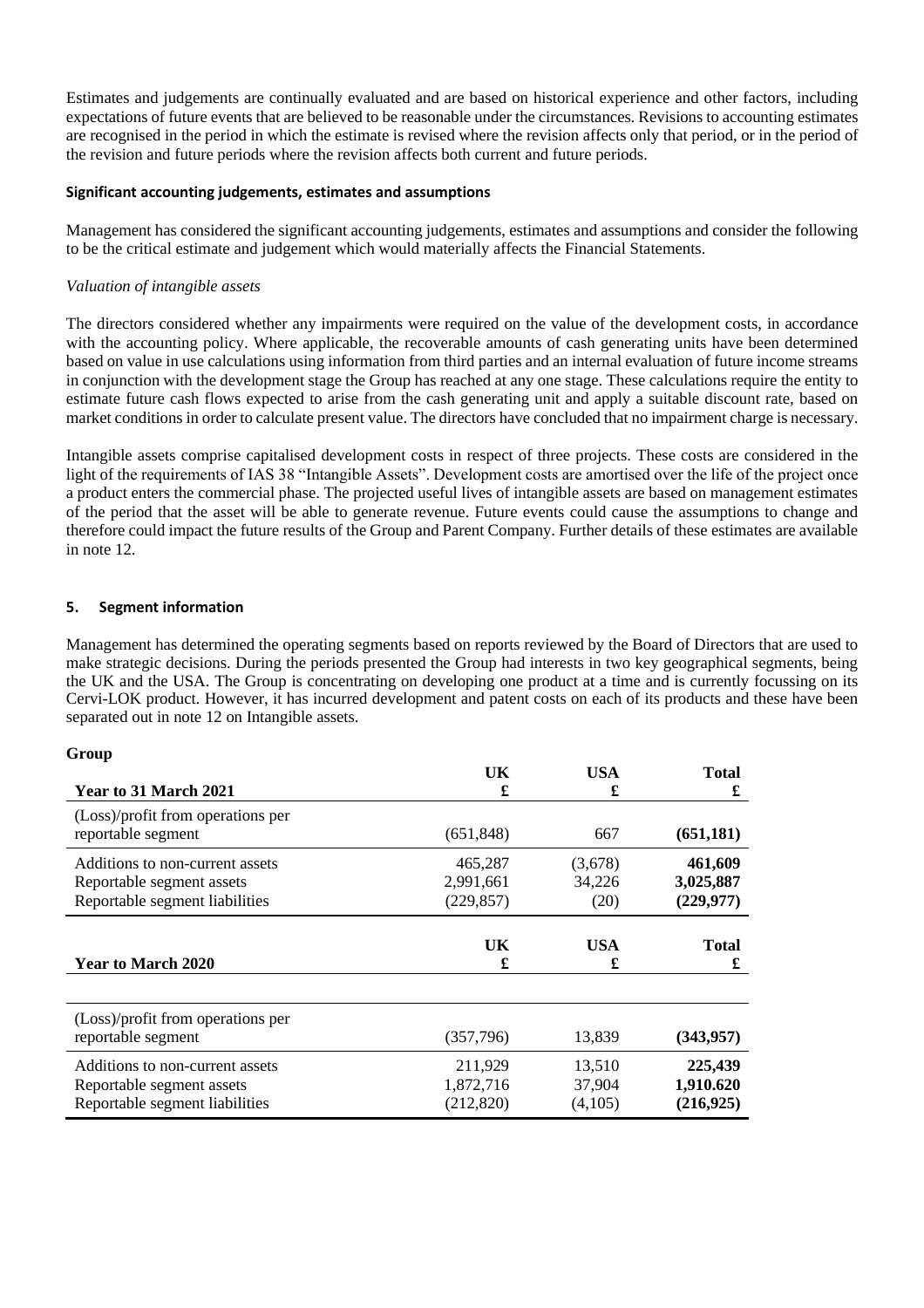Estimates and judgements are continually evaluated and are based on historical experience and other factors, including expectations of future events that are believed to be reasonable under the circumstances. Revisions to accounting estimates are recognised in the period in which the estimate is revised where the revision affects only that period, or in the period of the revision and future periods where the revision affects both current and future periods.

**Significant accounting judgements, estimates and assumptions**

Management has considered the significant accounting judgements, estimates and assumptions and consider the following to be the critical estimate and judgement which would materially affects the Financial Statements.

*Valuation of intangible assets*

The directors considered whether any impairments were required on the value of the development costs, in accordance with the accounting policy. Where applicable, the recoverable amounts of cash generating units have been determined based on value in use calculations using information from third parties and an internal evaluation of future income streams in conjunction with the development stage the Group has reached at any one stage. These calculations require the entity to estimate future cash flows expected to arise from the cash generating unit and apply a suitable discount rate, based on market conditions in order to calculate present value. The directors have concluded that no impairment charge is necessary.

Intangible assets comprise capitalised development costs in respect of three projects. These costs are considered in the light of the requirements of IAS 38 "Intangible Assets". Development costs are amortised over the life of the project once a product enters the commercial phase. The projected useful lives of intangible assets are based on management estimates of the period that the asset will be able to generate revenue. Future events could cause the assumptions to change and therefore could impact the future results of the Group and Parent Company. Further details of these estimates are available in note 12.

## 5. Segment information

Management has determined the operating segments based on reports reviewed by the Board of Directors that are used to make strategic decisions. During the periods presented the Group had interests in two key geographical segments, being the UK and the USA. The Group is concentrating on developing one product at a time and is currently focussing on its Cervi-LOK product. However, it has incurred development and patent costs on each of its products and these have been separated out in note 12 on Intangible assets.

**Group**

| Year to 31 March 2021 | UK<br>£ | USA<br>£ | Total<br>£ |
|---|---|---|---|
| (Loss)/profit from operations per reportable segment | (651,848) | 667 | **(651,181)** |
| Additions to non-current assets | 465,287 | (3,678) | **461,609** |
| Reportable segment assets | 2,991,661 | 34,226 | **3,025,887** |
| Reportable segment liabilities | (229,857) | (20) | **(229,977)** |

| Year to March 2020 | UK<br>£ | USA<br>£ | Total<br>£ |
|---|---|---|---|
| (Loss)/profit from operations per reportable segment | (357,796) | 13,839 | **(343,957)** |
| Additions to non-current assets | 211,929 | 13,510 | **225,439** |
| Reportable segment assets | 1,872,716 | 37,904 | **1,910.620** |
| Reportable segment liabilities | (212,820) | (4,105) | **(216,925)** |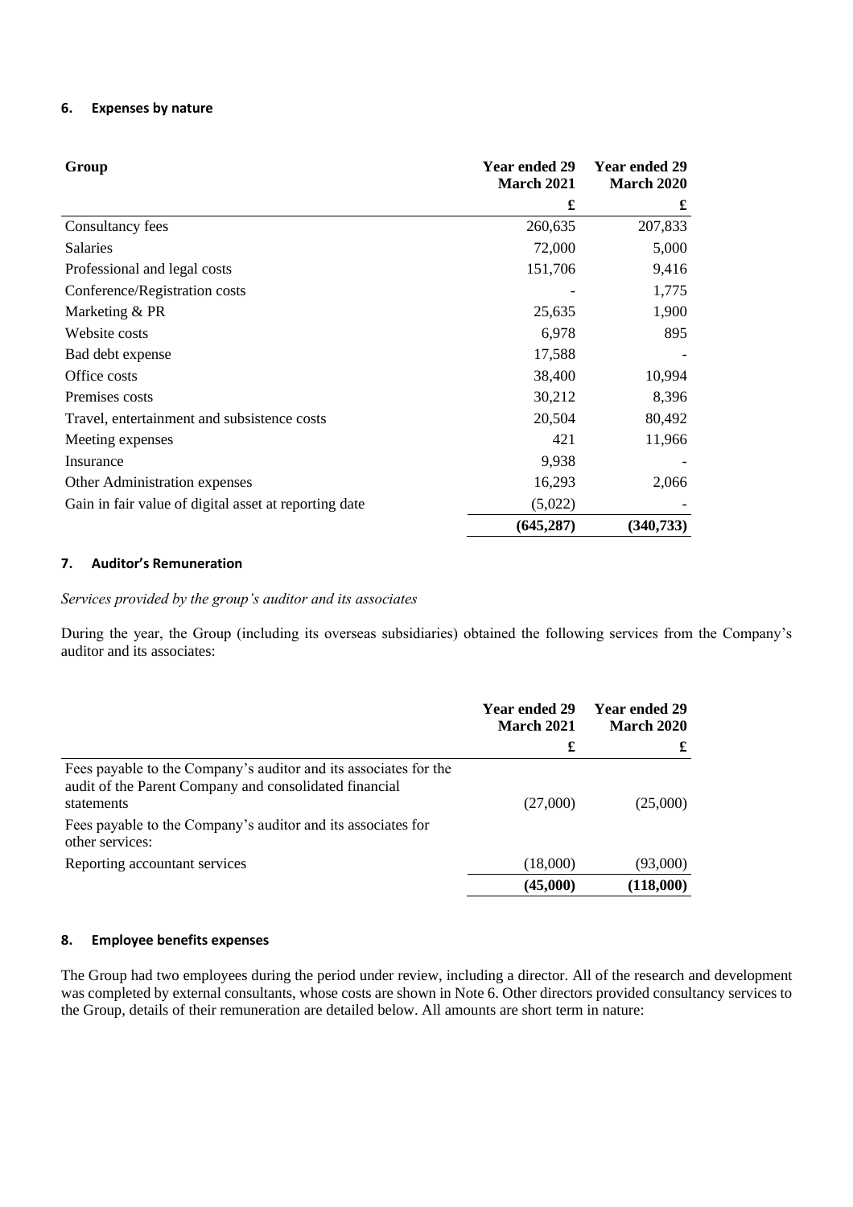#### 6. Expenses by nature

| Group | Year ended 29 March 2021 | Year ended 29 March 2020 |
|---|---|---|
| | £ | £ |
| Consultancy fees | 260,635 | 207,833 |
| Salaries | 72,000 | 5,000 |
| Professional and legal costs | 151,706 | 9,416 |
| Conference/Registration costs | - | 1,775 |
| Marketing & PR | 25,635 | 1,900 |
| Website costs | 6,978 | 895 |
| Bad debt expense | 17,588 | - |
| Office costs | 38,400 | 10,994 |
| Premises costs | 30,212 | 8,396 |
| Travel, entertainment and subsistence costs | 20,504 | 80,492 |
| Meeting expenses | 421 | 11,966 |
| Insurance | 9,938 | - |
| Other Administration expenses | 16,293 | 2,066 |
| Gain in fair value of digital asset at reporting date | (5,022) | - |
| | **(645,287)** | **(340,733)** |

#### 7. Auditor's Remuneration

*Services provided by the group's auditor and its associates*

During the year, the Group (including its overseas subsidiaries) obtained the following services from the Company's auditor and its associates:

| | Year ended 29 March 2021 | Year ended 29 March 2020 |
|---|---|---|
| | £ | £ |
| Fees payable to the Company's auditor and its associates for the audit of the Parent Company and consolidated financial statements | (27,000) | (25,000) |
| Fees payable to the Company's auditor and its associates for other services: | | |
| Reporting accountant services | (18,000) | (93,000) |
| | **(45,000)** | **(118,000)** |

#### 8. Employee benefits expenses

The Group had two employees during the period under review, including a director. All of the research and development was completed by external consultants, whose costs are shown in Note 6. Other directors provided consultancy services to the Group, details of their remuneration are detailed below. All amounts are short term in nature: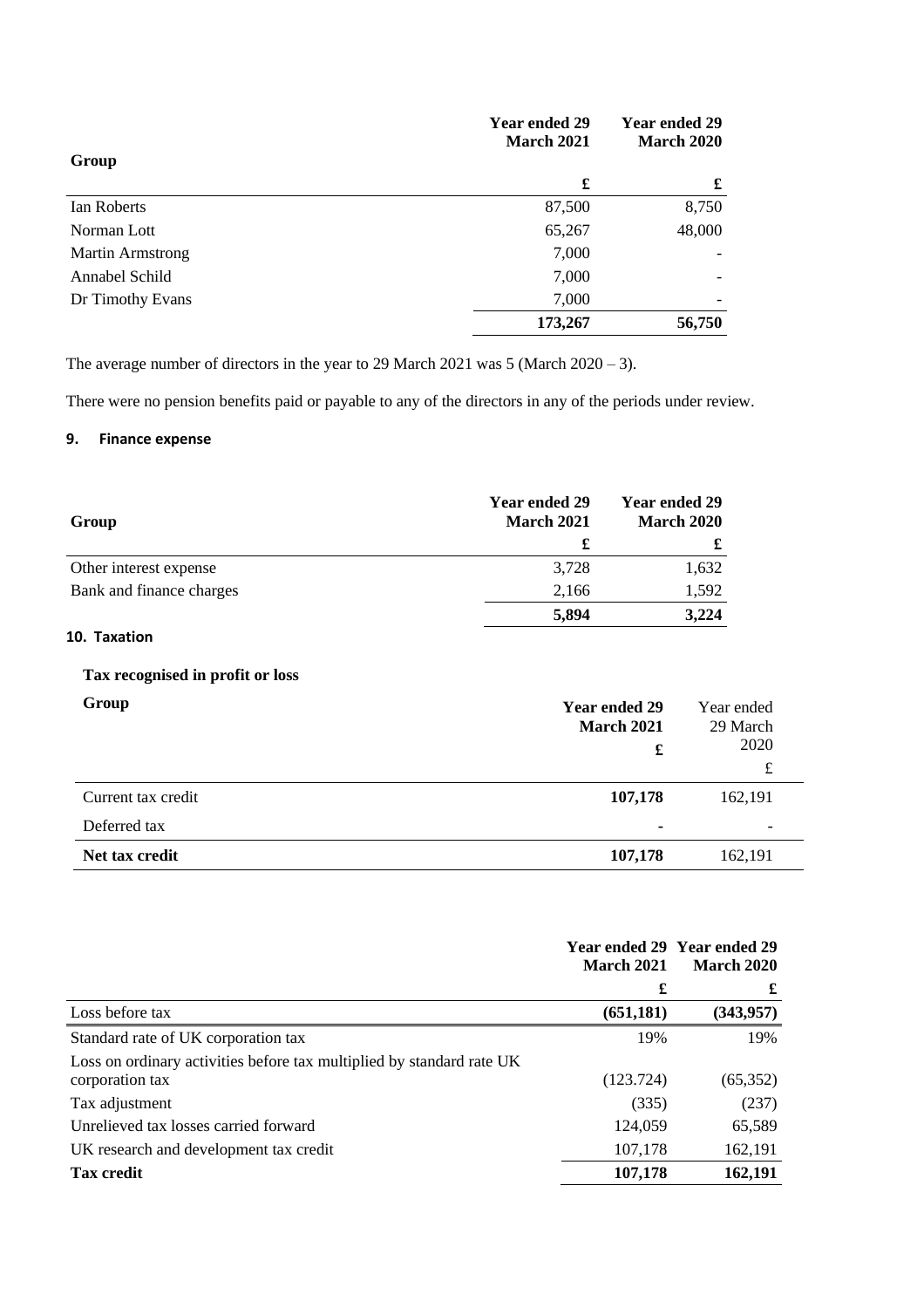| Group | Year ended 29 March 2021 | Year ended 29 March 2020 |
|---|---|---|
| | £ | £ |
| Ian Roberts | 87,500 | 8,750 |
| Norman Lott | 65,267 | 48,000 |
| Martin Armstrong | 7,000 | - |
| Annabel Schild | 7,000 | - |
| Dr Timothy Evans | 7,000 | - |
| | **173,267** | **56,750** |

The average number of directors in the year to 29 March 2021 was 5 (March 2020 – 3).

There were no pension benefits paid or payable to any of the directors in any of the periods under review.

### 9. Finance expense

| Group | Year ended 29 March 2021 | Year ended 29 March 2020 |
|---|---|---|
| | £ | £ |
| Other interest expense | 3,728 | 1,632 |
| Bank and finance charges | 2,166 | 1,592 |
| | **5,894** | **3,224** |

### 10. Taxation

**Tax recognised in profit or loss**

| Group | Year ended 29 March 2021 £ | Year ended 29 March 2020 £ |
|---|---|---|
| Current tax credit | **107,178** | 162,191 |
| Deferred tax | **-** | - |
| **Net tax credit** | **107,178** | 162,191 |

| | Year ended 29 March 2021 | Year ended 29 March 2020 |
|---|---|---|
| | £ | £ |
| Loss before tax | **(651,181)** | **(343,957)** |
| Standard rate of UK corporation tax | 19% | 19% |
| Loss on ordinary activities before tax multiplied by standard rate UK corporation tax | (123.724) | (65,352) |
| Tax adjustment | (335) | (237) |
| Unrelieved tax losses carried forward | 124,059 | 65,589 |
| UK research and development tax credit | 107,178 | 162,191 |
| **Tax credit** | **107,178** | **162,191** |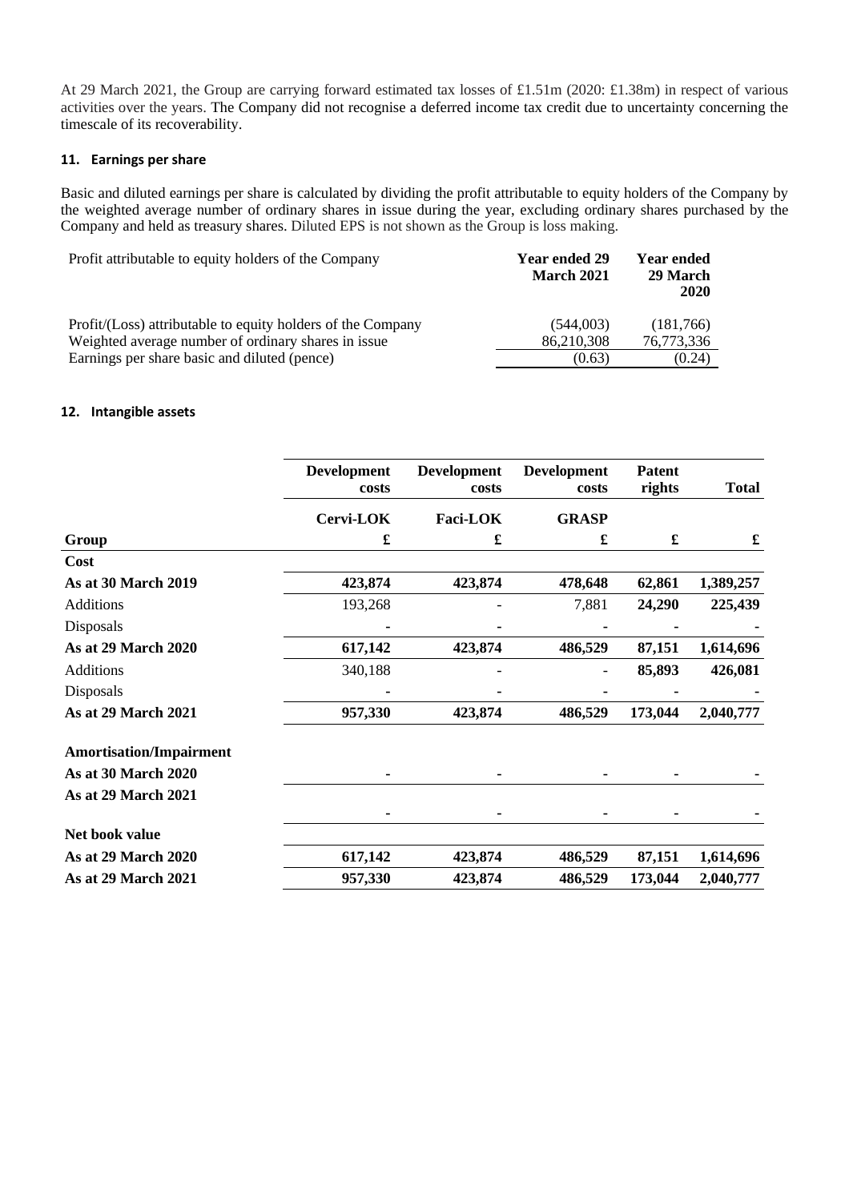At 29 March 2021, the Group are carrying forward estimated tax losses of £1.51m (2020: £1.38m) in respect of various activities over the years. The Company did not recognise a deferred income tax credit due to uncertainty concerning the timescale of its recoverability.

### 11. Earnings per share

Basic and diluted earnings per share is calculated by dividing the profit attributable to equity holders of the Company by the weighted average number of ordinary shares in issue during the year, excluding ordinary shares purchased by the Company and held as treasury shares. Diluted EPS is not shown as the Group is loss making.

| Profit attributable to equity holders of the Company | Year ended 29 March 2021 | Year ended 29 March 2020 |
|---|---|---|
| Profit/(Loss) attributable to equity holders of the Company | (544,003) | (181,766) |
| Weighted average number of ordinary shares in issue | 86,210,308 | 76,773,336 |
| Earnings per share basic and diluted (pence) | (0.63) | (0.24) |

### 12. Intangible assets

| | Development costs | Development costs | Development costs | Patent rights | Total |
|---|---|---|---|---|---|
| | Cervi-LOK | Faci-LOK | GRASP | | |
| **Group** | **£** | **£** | **£** | **£** | **£** |
| **Cost** | | | | | |
| **As at 30 March 2019** | **423,874** | **423,874** | **478,648** | **62,861** | **1,389,257** |
| Additions | 193,268 | - | 7,881 | **24,290** | **225,439** |
| Disposals | - | - | - | - | - |
| **As at 29 March 2020** | **617,142** | **423,874** | **486,529** | **87,151** | **1,614,696** |
| Additions | 340,188 | - | - | **85,893** | **426,081** |
| Disposals | - | - | - | - | - |
| **As at 29 March 2021** | **957,330** | **423,874** | **486,529** | **173,044** | **2,040,777** |
| **Amortisation/Impairment** | | | | | |
| **As at 30 March 2020** | - | - | - | - | - |
| **As at 29 March 2021** | - | - | - | - | - |
| **Net book value** | | | | | |
| **As at 29 March 2020** | **617,142** | **423,874** | **486,529** | **87,151** | **1,614,696** |
| **As at 29 March 2021** | **957,330** | **423,874** | **486,529** | **173,044** | **2,040,777** |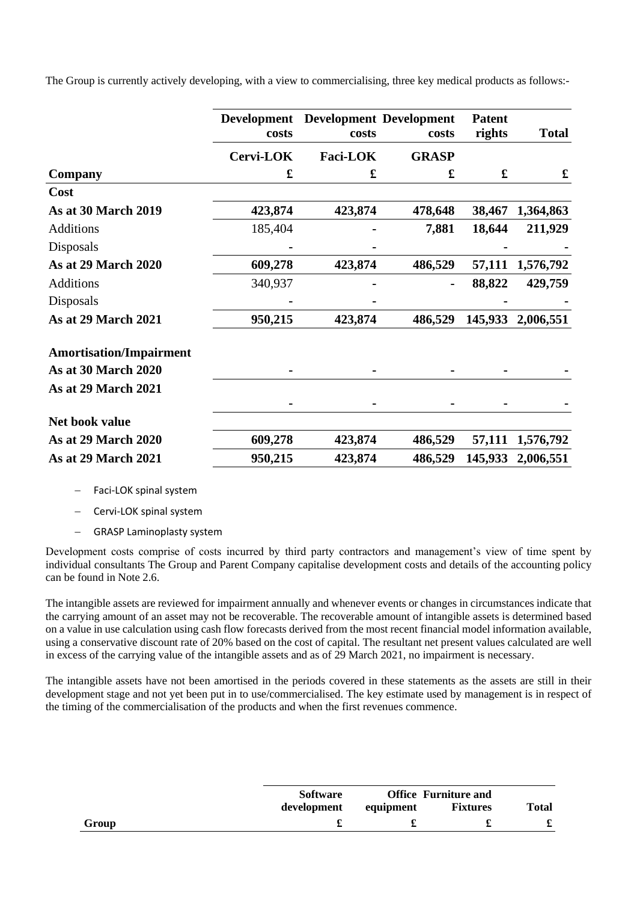The Group is currently actively developing, with a view to commercialising, three key medical products as follows:-

| Company | Development costs | Development costs | Development costs | Patent rights | Total |
|---|---|---|---|---|---|
| | **Cervi-LOK** | **Faci-LOK** | **GRASP** | | |
| | **£** | **£** | **£** | **£** | **£** |
| **Cost** | | | | | |
| **As at 30 March 2019** | **423,874** | **423,874** | **478,648** | **38,467** | **1,364,863** |
| Additions | 185,404 | - | **7,881** | **18,644** | **211,929** |
| Disposals | - | - | | - | - |
| **As at 29 March 2020** | **609,278** | **423,874** | **486,529** | **57,111** | **1,576,792** |
| Additions | 340,937 | - | - | **88,822** | **429,759** |
| Disposals | - | - | | - | - |
| **As at 29 March 2021** | **950,215** | **423,874** | **486,529** | **145,933** | **2,006,551** |
| **Amortisation/Impairment** | | | | | |
| **As at 30 March 2020** | - | - | - | - | - |
| **As at 29 March 2021** | - | - | - | - | - |
| **Net book value** | | | | | |
| **As at 29 March 2020** | **609,278** | **423,874** | **486,529** | **57,111** | **1,576,792** |
| **As at 29 March 2021** | **950,215** | **423,874** | **486,529** | **145,933** | **2,006,551** |

- Faci-LOK spinal system
- Cervi-LOK spinal system
- GRASP Laminoplasty system

Development costs comprise of costs incurred by third party contractors and management's view of time spent by individual consultants The Group and Parent Company capitalise development costs and details of the accounting policy can be found in Note 2.6.

The intangible assets are reviewed for impairment annually and whenever events or changes in circumstances indicate that the carrying amount of an asset may not be recoverable. The recoverable amount of intangible assets is determined based on a value in use calculation using cash flow forecasts derived from the most recent financial model information available, using a conservative discount rate of 20% based on the cost of capital. The resultant net present values calculated are well in excess of the carrying value of the intangible assets and as of 29 March 2021, no impairment is necessary.

The intangible assets have not been amortised in the periods covered in these statements as the assets are still in their development stage and not yet been put in to use/commercialised. The key estimate used by management is in respect of the timing of the commercialisation of the products and when the first revenues commence.

| Group | Software development | Office equipment | Furniture and Fixtures | Total |
|---|---|---|---|---|
| | **£** | **£** | **£** | **£** |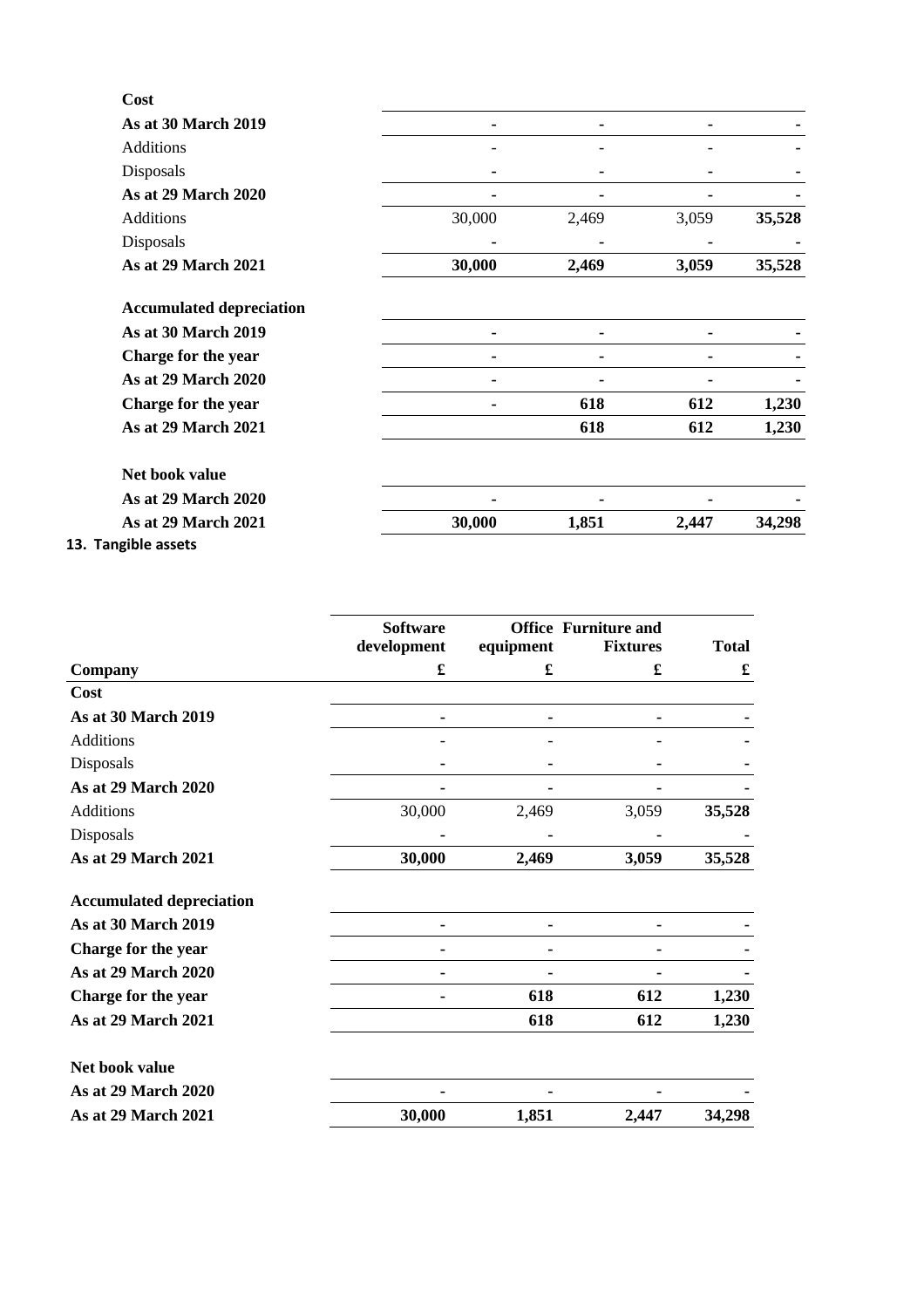| | | | | |
|---|---|---|---|---|
| **Cost** | | | | |
| **As at 30 March 2019** | - | - | - | - |
| Additions | - | - | - | - |
| Disposals | - | - | - | - |
| **As at 29 March 2020** | - | - | - | - |
| Additions | 30,000 | 2,469 | 3,059 | **35,528** |
| Disposals | - | - | - | - |
| **As at 29 March 2021** | **30,000** | **2,469** | **3,059** | **35,528** |
| | | | | |
| **Accumulated depreciation** | | | | |
| **As at 30 March 2019** | - | - | - | - |
| **Charge for the year** | - | - | - | - |
| **As at 29 March 2020** | - | - | - | - |
| **Charge for the year** | - | **618** | **612** | **1,230** |
| **As at 29 March 2021** | | **618** | **612** | **1,230** |
| | | | | |
| **Net book value** | | | | |
| **As at 29 March 2020** | - | - | - | - |
| **As at 29 March 2021** | **30,000** | **1,851** | **2,447** | **34,298** |

## 13. Tangible assets

| | **Software development** | **Office equipment** | **Furniture and Fixtures** | **Total** |
|---|---|---|---|---|
| **Company** | **£** | **£** | **£** | **£** |
| **Cost** | | | | |
| **As at 30 March 2019** | - | - | - | - |
| Additions | - | - | - | - |
| Disposals | - | - | - | - |
| **As at 29 March 2020** | - | - | - | - |
| Additions | 30,000 | 2,469 | 3,059 | **35,528** |
| Disposals | - | - | - | - |
| **As at 29 March 2021** | **30,000** | **2,469** | **3,059** | **35,528** |
| | | | | |
| **Accumulated depreciation** | | | | |
| **As at 30 March 2019** | - | - | - | - |
| **Charge for the year** | - | - | - | - |
| **As at 29 March 2020** | - | - | - | - |
| **Charge for the year** | - | **618** | **612** | **1,230** |
| **As at 29 March 2021** | | **618** | **612** | **1,230** |
| | | | | |
| **Net book value** | | | | |
| **As at 29 March 2020** | - | - | - | - |
| **As at 29 March 2021** | **30,000** | **1,851** | **2,447** | **34,298** |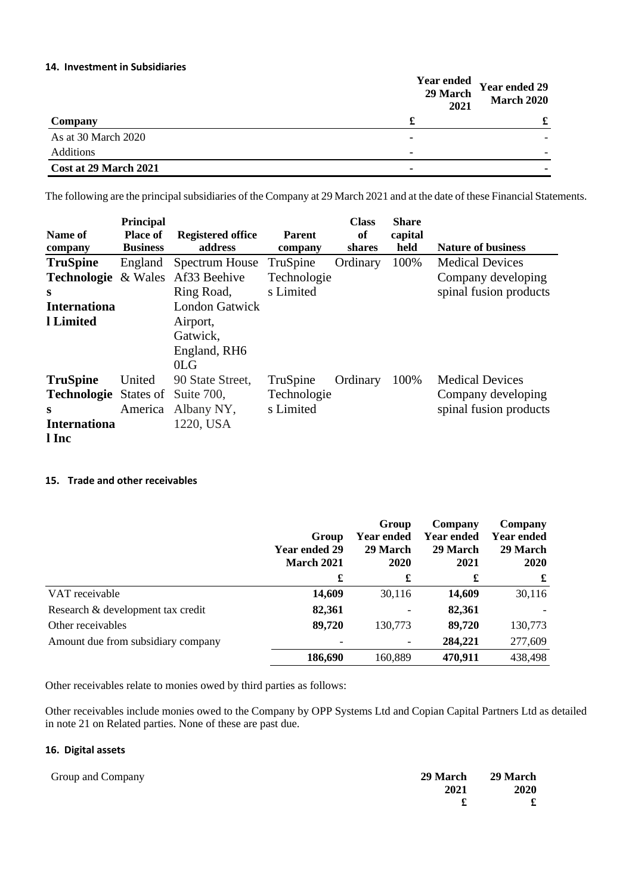#### 14. Investment in Subsidiaries

| | Year ended 29 March 2021 | Year ended 29 March 2020 |
|---|---|---|
| **Company** | **£** | **£** |
| As at 30 March 2020 | - | - |
| Additions | - | - |
| **Cost at 29 March 2021** | **-** | **-** |

The following are the principal subsidiaries of the Company at 29 March 2021 and at the date of these Financial Statements.

| Name of company | Principal Place of Business | Registered office address | Parent company | Class of shares | Share capital held | Nature of business |
|---|---|---|---|---|---|---|
| **TruSpine Technologies International Limited** | England & Wales | Spectrum House Af33 Beehive Ring Road, London Gatwick Airport, Gatwick, England, RH6 0LG | TruSpine Technologies Limited | Ordinary | 100% | Medical Devices Company developing spinal fusion products |
| **TruSpine Technologies International Inc** | United States of America | 90 State Street, Suite 700, Albany NY, 1220, USA | TruSpine Technologies Limited | Ordinary | 100% | Medical Devices Company developing spinal fusion products |

#### 15. Trade and other receivables

| | Group Year ended 29 March 2021 | Group Year ended 29 March 2020 | Company Year ended 29 March 2021 | Company Year ended 29 March 2020 |
|---|---|---|---|---|
| | **£** | **£** | **£** | **£** |
| VAT receivable | **14,609** | 30,116 | **14,609** | 30,116 |
| Research & development tax credit | **82,361** | - | **82,361** | - |
| Other receivables | **89,720** | 130,773 | **89,720** | 130,773 |
| Amount due from subsidiary company | - | - | **284,221** | 277,609 |
| | **186,690** | 160,889 | **470,911** | 438,498 |

Other receivables relate to monies owed by third parties as follows:

Other receivables include monies owed to the Company by OPP Systems Ltd and Copian Capital Partners Ltd as detailed in note 21 on Related parties. None of these are past due.

#### 16. Digital assets

| Group and Company | 29 March 2021 | 29 March 2020 |
|---|---|---|
| | **£** | **£** |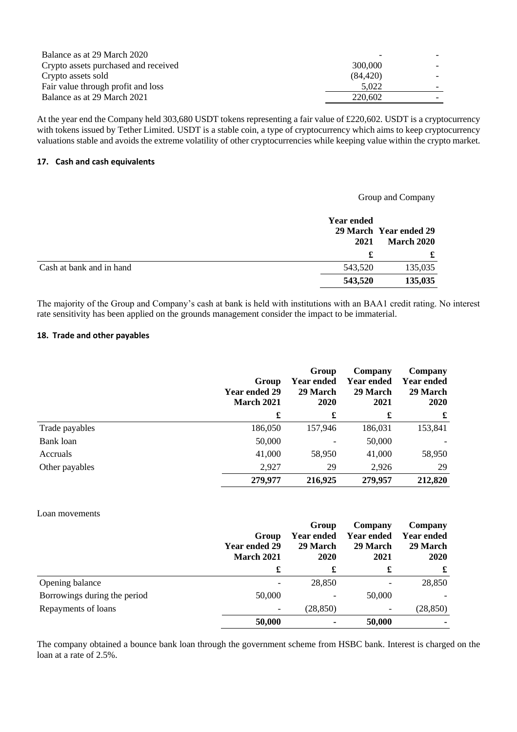| | | |
|---|---|---|
| Balance as at 29 March 2020 | - | - |
| Crypto assets purchased and received | 300,000 | - |
| Crypto assets sold | (84,420) | - |
| Fair value through profit and loss | 5,022 | - |
| Balance as at 29 March 2021 | 220,602 | - |

At the year end the Company held 303,680 USDT tokens representing a fair value of £220,602. USDT is a cryptocurrency with tokens issued by Tether Limited. USDT is a stable coin, a type of cryptocurrency which aims to keep cryptocurrency valuations stable and avoids the extreme volatility of other cryptocurrencies while keeping value within the crypto market.

### 17. Cash and cash equivalents

| | Group and Company | |
|---|---|---|
| | Year ended 29 March 2021 | Year ended 29 March 2020 |
| | £ | £ |
| Cash at bank and in hand | 543,520 | 135,035 |
| | **543,520** | **135,035** |

The majority of the Group and Company's cash at bank is held with institutions with an BAA1 credit rating. No interest rate sensitivity has been applied on the grounds management consider the impact to be immaterial.

### 18. Trade and other payables

| | Group Year ended 29 March 2021 | Group Year ended 29 March 2020 | Company Year ended 29 March 2021 | Company Year ended 29 March 2020 |
|---|---|---|---|---|
| | £ | £ | £ | £ |
| Trade payables | 186,050 | 157,946 | 186,031 | 153,841 |
| Bank loan | 50,000 | - | 50,000 | - |
| Accruals | 41,000 | 58,950 | 41,000 | 58,950 |
| Other payables | 2,927 | 29 | 2,926 | 29 |
| | **279,977** | **216,925** | **279,957** | **212,820** |

Loan movements

| | Group Year ended 29 March 2021 | Group Year ended 29 March 2020 | Company Year ended 29 March 2021 | Company Year ended 29 March 2020 |
|---|---|---|---|---|
| | £ | £ | £ | £ |
| Opening balance | - | 28,850 | - | 28,850 |
| Borrowings during the period | 50,000 | - | 50,000 | - |
| Repayments of loans | - | (28,850) | - | (28,850) |
| | **50,000** | **-** | **50,000** | **-** |

The company obtained a bounce bank loan through the government scheme from HSBC bank. Interest is charged on the loan at a rate of 2.5%.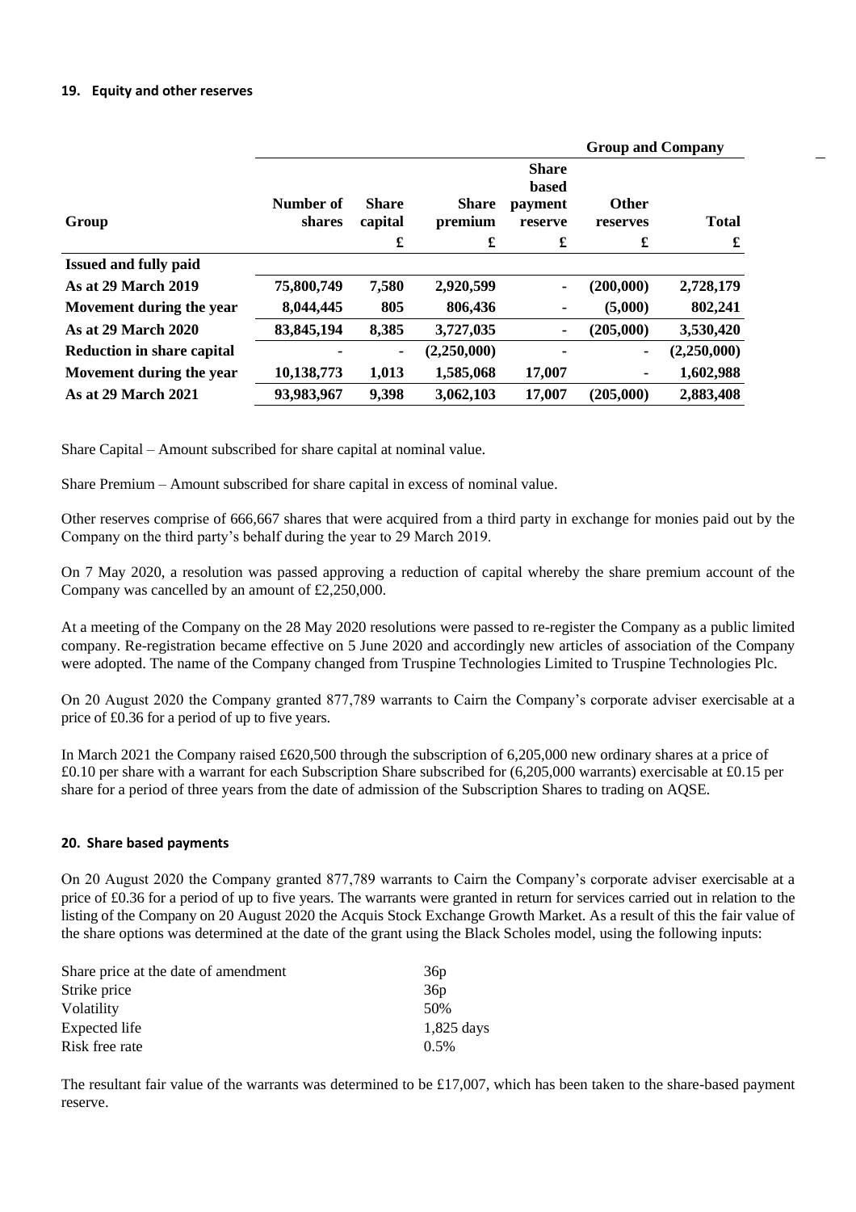## 19. Equity and other reserves

| Group | Number of shares | Share capital | Share premium | Share based payment reserve | Other reserves | Total |
|---|---|---|---|---|---|---|
| | | | | | **Group and Company** | |
| | | £ | £ | £ | £ | £ |
| **Issued and fully paid** | | | | | | |
| **As at 29 March 2019** | **75,800,749** | **7,580** | **2,920,599** | **-** | **(200,000)** | **2,728,179** |
| **Movement during the year** | **8,044,445** | **805** | **806,436** | **-** | **(5,000)** | **802,241** |
| **As at 29 March 2020** | **83,845,194** | **8,385** | **3,727,035** | **-** | **(205,000)** | **3,530,420** |
| **Reduction in share capital** | **-** | **-** | **(2,250,000)** | **-** | **-** | **(2,250,000)** |
| **Movement during the year** | **10,138,773** | **1,013** | **1,585,068** | **17,007** | **-** | **1,602,988** |
| **As at 29 March 2021** | **93,983,967** | **9,398** | **3,062,103** | **17,007** | **(205,000)** | **2,883,408** |

Share Capital – Amount subscribed for share capital at nominal value.

Share Premium – Amount subscribed for share capital in excess of nominal value.

Other reserves comprise of 666,667 shares that were acquired from a third party in exchange for monies paid out by the Company on the third party's behalf during the year to 29 March 2019.

On 7 May 2020, a resolution was passed approving a reduction of capital whereby the share premium account of the Company was cancelled by an amount of £2,250,000.

At a meeting of the Company on the 28 May 2020 resolutions were passed to re-register the Company as a public limited company. Re-registration became effective on 5 June 2020 and accordingly new articles of association of the Company were adopted. The name of the Company changed from Truspine Technologies Limited to Truspine Technologies Plc.

On 20 August 2020 the Company granted 877,789 warrants to Cairn the Company's corporate adviser exercisable at a price of £0.36 for a period of up to five years.

In March 2021 the Company raised £620,500 through the subscription of 6,205,000 new ordinary shares at a price of £0.10 per share with a warrant for each Subscription Share subscribed for (6,205,000 warrants) exercisable at £0.15 per share for a period of three years from the date of admission of the Subscription Shares to trading on AQSE.

## 20. Share based payments

On 20 August 2020 the Company granted 877,789 warrants to Cairn the Company's corporate adviser exercisable at a price of £0.36 for a period of up to five years. The warrants were granted in return for services carried out in relation to the listing of the Company on 20 August 2020 the Acquis Stock Exchange Growth Market. As a result of this the fair value of the share options was determined at the date of the grant using the Black Scholes model, using the following inputs:

| | |
|---|---|
| Share price at the date of amendment | 36p |
| Strike price | 36p |
| Volatility | 50% |
| Expected life | 1,825 days |
| Risk free rate | 0.5% |

The resultant fair value of the warrants was determined to be £17,007, which has been taken to the share-based payment reserve.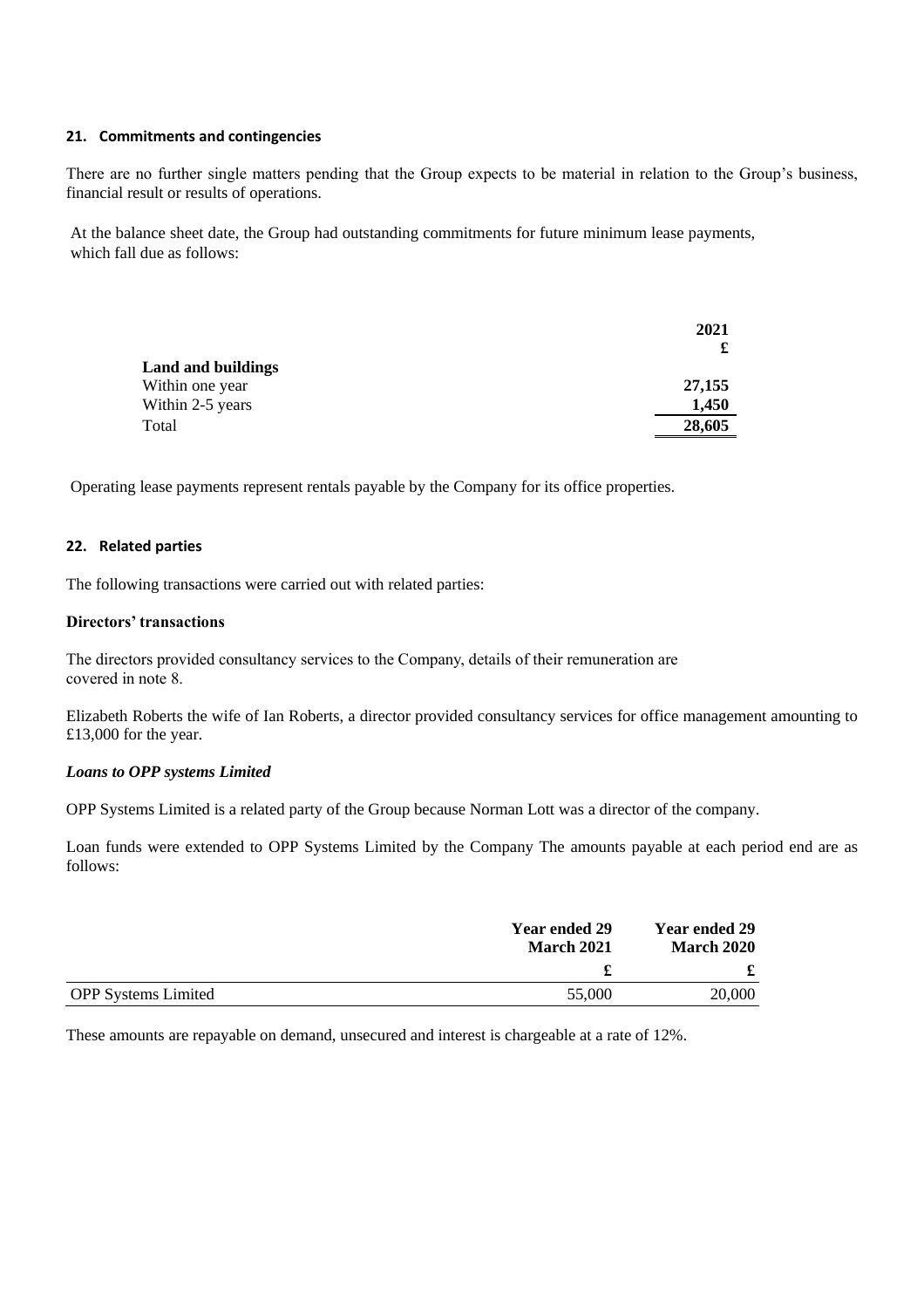## 21. Commitments and contingencies

There are no further single matters pending that the Group expects to be material in relation to the Group's business, financial result or results of operations.

At the balance sheet date, the Group had outstanding commitments for future minimum lease payments, which fall due as follows:

| | 2021 |
|---|---|
| | £ |
| **Land and buildings** | |
| Within one year | **27,155** |
| Within 2-5 years | **1,450** |
| Total | **28,605** |

Operating lease payments represent rentals payable by the Company for its office properties.

## 22. Related parties

The following transactions were carried out with related parties:

**Directors' transactions**

The directors provided consultancy services to the Company, details of their remuneration are covered in note 8.

Elizabeth Roberts the wife of Ian Roberts, a director provided consultancy services for office management amounting to £13,000 for the year.

***Loans to OPP systems Limited***

OPP Systems Limited is a related party of the Group because Norman Lott was a director of the company.

Loan funds were extended to OPP Systems Limited by the Company The amounts payable at each period end are as follows:

| | Year ended 29 March 2021 | Year ended 29 March 2020 |
|---|---|---|
| | £ | £ |
| OPP Systems Limited | 55,000 | 20,000 |

These amounts are repayable on demand, unsecured and interest is chargeable at a rate of 12%.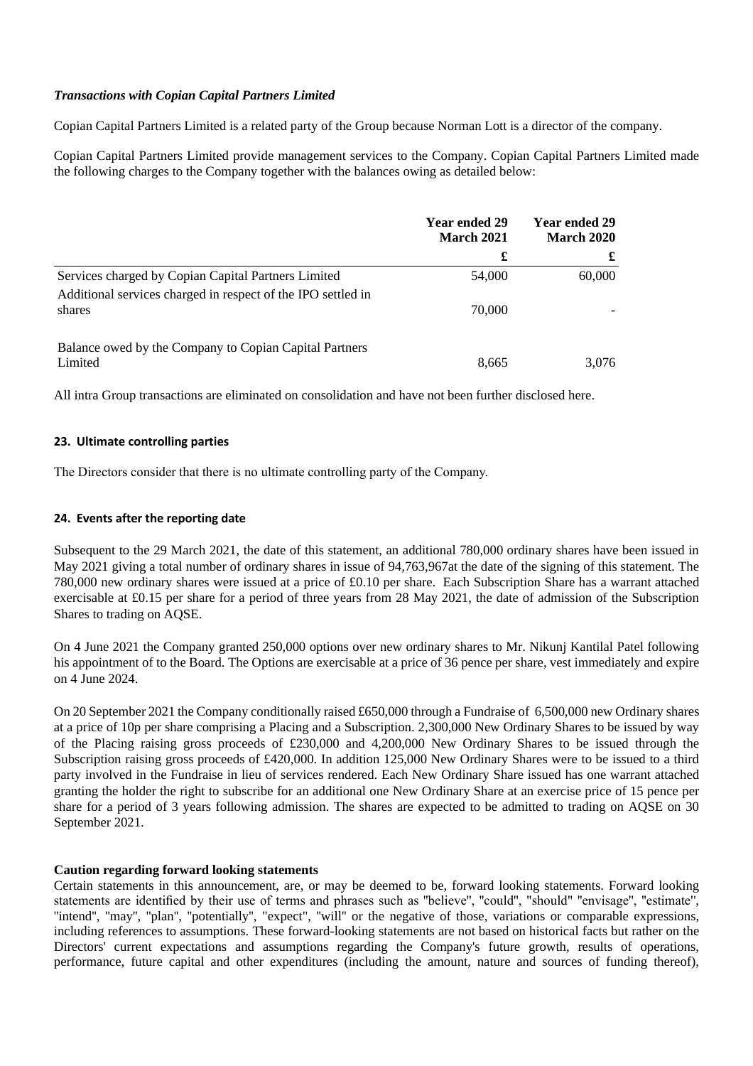***Transactions with Copian Capital Partners Limited***

Copian Capital Partners Limited is a related party of the Group because Norman Lott is a director of the company.

Copian Capital Partners Limited provide management services to the Company. Copian Capital Partners Limited made the following charges to the Company together with the balances owing as detailed below:

| | Year ended 29 March 2021 | Year ended 29 March 2020 |
|---|---|---|
| | £ | £ |
| Services charged by Copian Capital Partners Limited | 54,000 | 60,000 |
| Additional services charged in respect of the IPO settled in shares | 70,000 | - |
| Balance owed by the Company to Copian Capital Partners Limited | 8,665 | 3,076 |

All intra Group transactions are eliminated on consolidation and have not been further disclosed here.

## 23. Ultimate controlling parties

The Directors consider that there is no ultimate controlling party of the Company.

## 24. Events after the reporting date

Subsequent to the 29 March 2021, the date of this statement, an additional 780,000 ordinary shares have been issued in May 2021 giving a total number of ordinary shares in issue of 94,763,967at the date of the signing of this statement. The 780,000 new ordinary shares were issued at a price of £0.10 per share. Each Subscription Share has a warrant attached exercisable at £0.15 per share for a period of three years from 28 May 2021, the date of admission of the Subscription Shares to trading on AQSE.

On 4 June 2021 the Company granted 250,000 options over new ordinary shares to Mr. Nikunj Kantilal Patel following his appointment of to the Board. The Options are exercisable at a price of 36 pence per share, vest immediately and expire on 4 June 2024.

On 20 September 2021 the Company conditionally raised £650,000 through a Fundraise of 6,500,000 new Ordinary shares at a price of 10p per share comprising a Placing and a Subscription. 2,300,000 New Ordinary Shares to be issued by way of the Placing raising gross proceeds of £230,000 and 4,200,000 New Ordinary Shares to be issued through the Subscription raising gross proceeds of £420,000. In addition 125,000 New Ordinary Shares were to be issued to a third party involved in the Fundraise in lieu of services rendered. Each New Ordinary Share issued has one warrant attached granting the holder the right to subscribe for an additional one New Ordinary Share at an exercise price of 15 pence per share for a period of 3 years following admission. The shares are expected to be admitted to trading on AQSE on 30 September 2021.

**Caution regarding forward looking statements**

Certain statements in this announcement, are, or may be deemed to be, forward looking statements. Forward looking statements are identified by their use of terms and phrases such as "believe", "could", "should" "envisage", "estimate", "intend", "may", "plan", "potentially", "expect", "will" or the negative of those, variations or comparable expressions, including references to assumptions. These forward-looking statements are not based on historical facts but rather on the Directors' current expectations and assumptions regarding the Company's future growth, results of operations, performance, future capital and other expenditures (including the amount, nature and sources of funding thereof),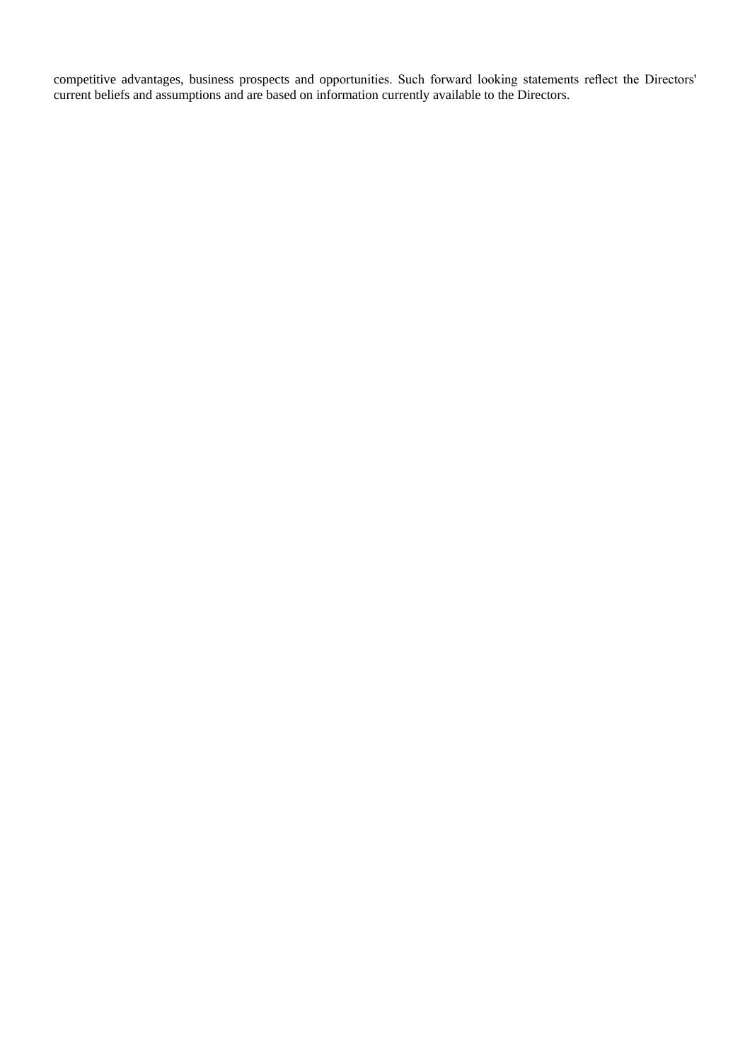competitive advantages, business prospects and opportunities. Such forward looking statements reflect the Directors' current beliefs and assumptions and are based on information currently available to the Directors.